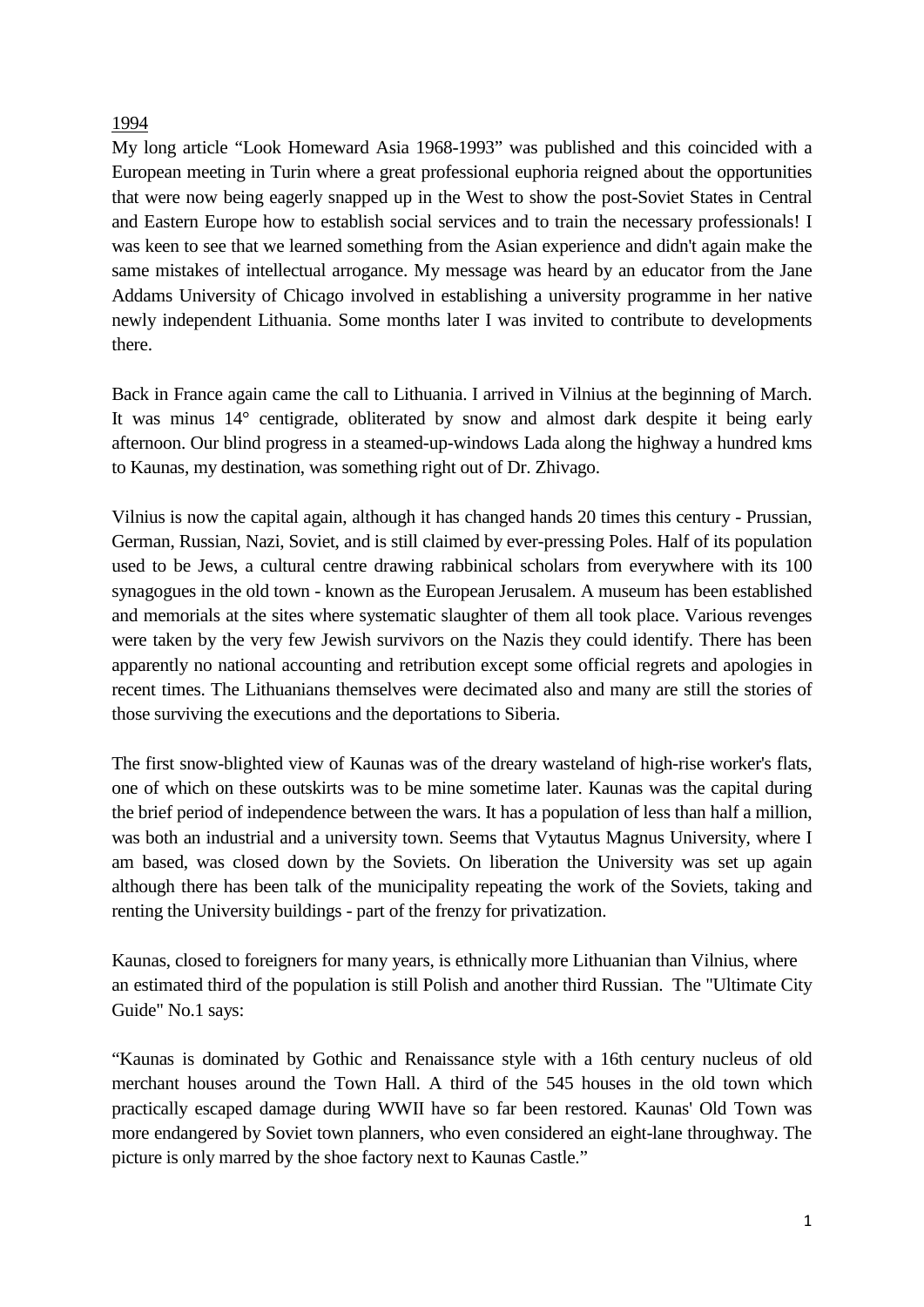<u>1994</u>

My long article "Look Homeward Asia 1968-1993" was published and this coincided with a European meeting in Turin where a great professional euphoria reigned about the opportunities that were now being eagerly snapped up in the West to show the post-Soviet States in Central and Eastern Europe how to establish social services and to train the necessary professionals! I was keen to see that we learned something from the Asian experience and didn't again make the same mistakes of intellectual arrogance. My message was heard by an educator from the Jane Addams University of Chicago involved in establishing a university programme in her native newly independent Lithuania. Some months later I was invited to contribute to developments there.

Back in France again came the call to Lithuania. I arrived in Vilnius at the beginning of March. It was minus 14° centigrade, obliterated by snow and almost dark despite it being early afternoon. Our blind progress in a steamed-up-windows Lada along the highway a hundred kms to Kaunas, my destination, was something right out of Dr. Zhivago.

Vilnius is now the capital again, although it has changed hands 20 times this century - Prussian, German, Russian, Nazi, Soviet, and is still claimed by ever-pressing Poles. Half of its population used to be Jews, a cultural centre drawing rabbinical scholars from everywhere with its 100 synagogues in the old town - known as the European Jerusalem. A museum has been established and memorials at the sites where systematic slaughter of them all took place. Various revenges were taken by the very few Jewish survivors on the Nazis they could identify. There has been apparently no national accounting and retribution except some official regrets and apologies in recent times. The Lithuanians themselves were decimated also and many are still the stories of those surviving the executions and the deportations to Siberia.

The first snow-blighted view of Kaunas was of the dreary wasteland of high-rise worker's flats, one of which on these outskirts was to be mine sometime later. Kaunas was the capital during the brief period of independence between the wars. It has a population of less than half a million, was both an industrial and a university town. Seems that Vytautus Magnus University, where I am based, was closed down by the Soviets. On liberation the University was set up again although there has been talk of the municipality repeating the work of the Soviets, taking and renting the University buildings - part of the frenzy for privatization.

Kaunas, closed to foreigners for many years, is ethnically more Lithuanian than Vilnius, where an estimated third of the population is still Polish and another third Russian. The "Ultimate City Guide" No.1 says:

"Kaunas is dominated by Gothic and Renaissance style with a 16th century nucleus of old merchant houses around the Town Hall. A third of the 545 houses in the old town which practically escaped damage during WWII have so far been restored. Kaunas' Old Town was more endangered by Soviet town planners, who even considered an eight-lane throughway. The picture is only marred by the shoe factory next to Kaunas Castle."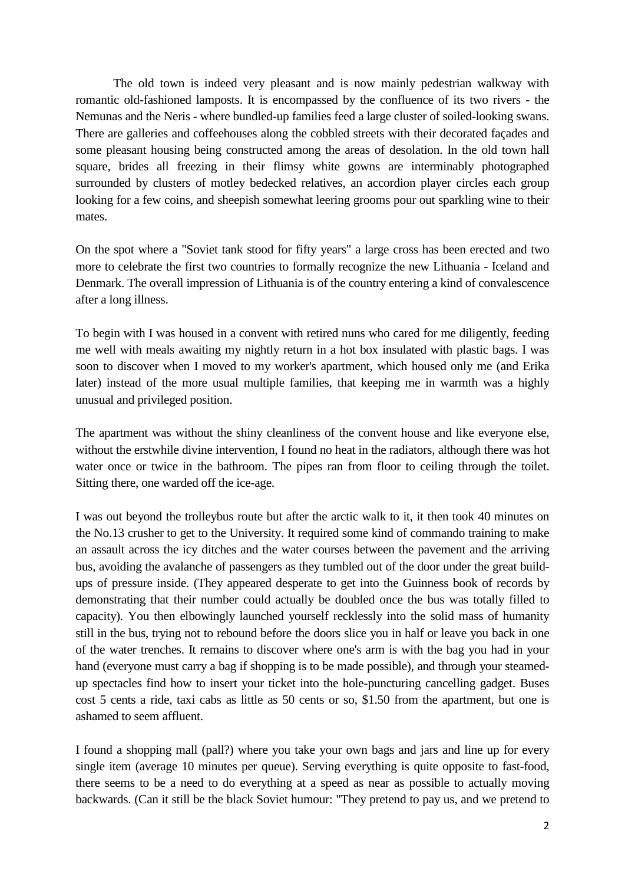The old town is indeed very pleasant and is now mainly pedestrian walkway with romantic old-fashioned lamposts. It is encompassed by the confluence of its two rivers - the Nemunas and the Neris - where bundled-up families feed a large cluster of soiled-looking swans. There are galleries and coffeehouses along the cobbled streets with their decorated façades and some pleasant housing being constructed among the areas of desolation. In the old town hall square, brides all freezing in their flimsy white gowns are interminably photographed surrounded by clusters of motley bedecked relatives, an accordion player circles each group looking for a few coins, and sheepish somewhat leering grooms pour out sparkling wine to their mates.

On the spot where a "Soviet tank stood for fifty years" a large cross has been erected and two more to celebrate the first two countries to formally recognize the new Lithuania - Iceland and Denmark. The overall impression of Lithuania is of the country entering a kind of convalescence after a long illness.

To begin with I was housed in a convent with retired nuns who cared for me diligently, feeding me well with meals awaiting my nightly return in a hot box insulated with plastic bags. I was soon to discover when I moved to my worker's apartment, which housed only me (and Erika later) instead of the more usual multiple families, that keeping me in warmth was a highly unusual and privileged position.

The apartment was without the shiny cleanliness of the convent house and like everyone else, without the erstwhile divine intervention, I found no heat in the radiators, although there was hot water once or twice in the bathroom. The pipes ran from floor to ceiling through the toilet. Sitting there, one warded off the ice-age.

I was out beyond the trolleybus route but after the arctic walk to it, it then took 40 minutes on the No.13 crusher to get to the University. It required some kind of commando training to make an assault across the icy ditches and the water courses between the pavement and the arriving bus, avoiding the avalanche of passengers as they tumbled out of the door under the great build-ups of pressure inside. (They appeared desperate to get into the Guinness book of records by demonstrating that their number could actually be doubled once the bus was totally filled to capacity). You then elbowingly launched yourself recklessly into the solid mass of humanity still in the bus, trying not to rebound before the doors slice you in half or leave you back in one of the water trenches. It remains to discover where one's arm is with the bag you had in your hand (everyone must carry a bag if shopping is to be made possible), and through your steamed-up spectacles find how to insert your ticket into the hole-puncturing cancelling gadget. Buses cost 5 cents a ride, taxi cabs as little as 50 cents or so, $1.50 from the apartment, but one is ashamed to seem affluent.

I found a shopping mall (pall?) where you take your own bags and jars and line up for every single item (average 10 minutes per queue). Serving everything is quite opposite to fast-food, there seems to be a need to do everything at a speed as near as possible to actually moving backwards. (Can it still be the black Soviet humour: "They pretend to pay us, and we pretend to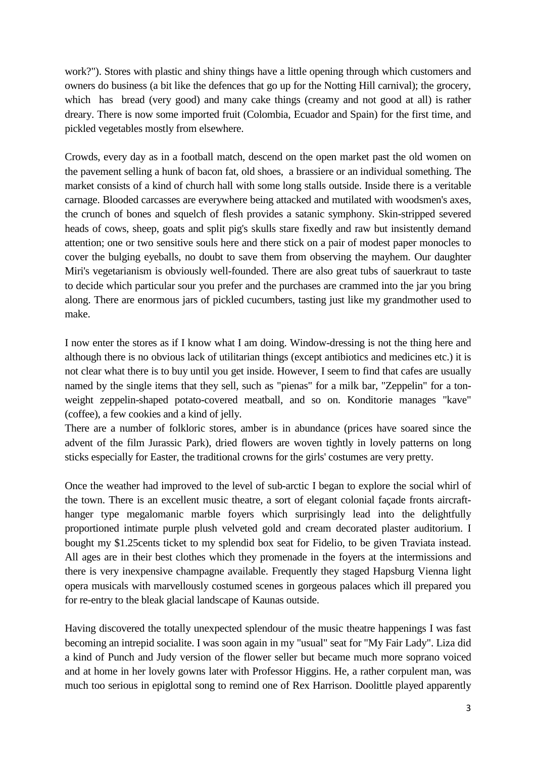work?"). Stores with plastic and shiny things have a little opening through which customers and owners do business (a bit like the defences that go up for the Notting Hill carnival); the grocery, which has bread (very good) and many cake things (creamy and not good at all) is rather dreary. There is now some imported fruit (Colombia, Ecuador and Spain) for the first time, and pickled vegetables mostly from elsewhere.

Crowds, every day as in a football match, descend on the open market past the old women on the pavement selling a hunk of bacon fat, old shoes, a brassiere or an individual something. The market consists of a kind of church hall with some long stalls outside. Inside there is a veritable carnage. Blooded carcasses are everywhere being attacked and mutilated with woodsmen's axes, the crunch of bones and squelch of flesh provides a satanic symphony. Skin-stripped severed heads of cows, sheep, goats and split pig's skulls stare fixedly and raw but insistently demand attention; one or two sensitive souls here and there stick on a pair of modest paper monocles to cover the bulging eyeballs, no doubt to save them from observing the mayhem. Our daughter Miri's vegetarianism is obviously well-founded. There are also great tubs of sauerkraut to taste to decide which particular sour you prefer and the purchases are crammed into the jar you bring along. There are enormous jars of pickled cucumbers, tasting just like my grandmother used to make.

I now enter the stores as if I know what I am doing. Window-dressing is not the thing here and although there is no obvious lack of utilitarian things (except antibiotics and medicines etc.) it is not clear what there is to buy until you get inside. However, I seem to find that cafes are usually named by the single items that they sell, such as "pienas" for a milk bar, "Zeppelin" for a ton-weight zeppelin-shaped potato-covered meatball, and so on. Konditorie manages "kave" (coffee), a few cookies and a kind of jelly.
There are a number of folkloric stores, amber is in abundance (prices have soared since the advent of the film Jurassic Park), dried flowers are woven tightly in lovely patterns on long sticks especially for Easter, the traditional crowns for the girls' costumes are very pretty.

Once the weather had improved to the level of sub-arctic I began to explore the social whirl of the town. There is an excellent music theatre, a sort of elegant colonial façade fronts aircraft-hanger type megalomanic marble foyers which surprisingly lead into the delightfully proportioned intimate purple plush velveted gold and cream decorated plaster auditorium. I bought my $1.25cents ticket to my splendid box seat for Fidelio, to be given Traviata instead. All ages are in their best clothes which they promenade in the foyers at the intermissions and there is very inexpensive champagne available. Frequently they staged Hapsburg Vienna light opera musicals with marvellously costumed scenes in gorgeous palaces which ill prepared you for re-entry to the bleak glacial landscape of Kaunas outside.

Having discovered the totally unexpected splendour of the music theatre happenings I was fast becoming an intrepid socialite. I was soon again in my "usual" seat for "My Fair Lady". Liza did a kind of Punch and Judy version of the flower seller but became much more soprano voiced and at home in her lovely gowns later with Professor Higgins. He, a rather corpulent man, was much too serious in epiglottal song to remind one of Rex Harrison. Doolittle played apparently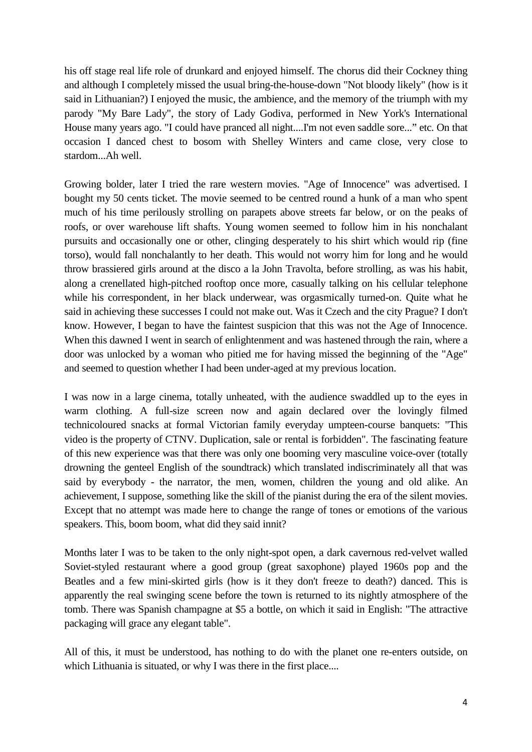his off stage real life role of drunkard and enjoyed himself. The chorus did their Cockney thing and although I completely missed the usual bring-the-house-down "Not bloody likely" (how is it said in Lithuanian?) I enjoyed the music, the ambience, and the memory of the triumph with my parody "My Bare Lady", the story of Lady Godiva, performed in New York's International House many years ago. "I could have pranced all night....I'm not even saddle sore..." etc. On that occasion I danced chest to bosom with Shelley Winters and came close, very close to stardom...Ah well.

Growing bolder, later I tried the rare western movies. "Age of Innocence" was advertised. I bought my 50 cents ticket. The movie seemed to be centred round a hunk of a man who spent much of his time perilously strolling on parapets above streets far below, or on the peaks of roofs, or over warehouse lift shafts. Young women seemed to follow him in his nonchalant pursuits and occasionally one or other, clinging desperately to his shirt which would rip (fine torso), would fall nonchalantly to her death. This would not worry him for long and he would throw brassiered girls around at the disco a la John Travolta, before strolling, as was his habit, along a crenellated high-pitched rooftop once more, casually talking on his cellular telephone while his correspondent, in her black underwear, was orgasmically turned-on. Quite what he said in achieving these successes I could not make out. Was it Czech and the city Prague? I don't know. However, I began to have the faintest suspicion that this was not the Age of Innocence. When this dawned I went in search of enlightenment and was hastened through the rain, where a door was unlocked by a woman who pitied me for having missed the beginning of the "Age" and seemed to question whether I had been under-aged at my previous location.

I was now in a large cinema, totally unheated, with the audience swaddled up to the eyes in warm clothing. A full-size screen now and again declared over the lovingly filmed technicoloured snacks at formal Victorian family everyday umpteen-course banquets: "This video is the property of CTNV. Duplication, sale or rental is forbidden". The fascinating feature of this new experience was that there was only one booming very masculine voice-over (totally drowning the genteel English of the soundtrack) which translated indiscriminately all that was said by everybody - the narrator, the men, women, children the young and old alike. An achievement, I suppose, something like the skill of the pianist during the era of the silent movies. Except that no attempt was made here to change the range of tones or emotions of the various speakers. This, boom boom, what did they said innit?

Months later I was to be taken to the only night-spot open, a dark cavernous red-velvet walled Soviet-styled restaurant where a good group (great saxophone) played 1960s pop and the Beatles and a few mini-skirted girls (how is it they don't freeze to death?) danced. This is apparently the real swinging scene before the town is returned to its nightly atmosphere of the tomb. There was Spanish champagne at $5 a bottle, on which it said in English: "The attractive packaging will grace any elegant table".

All of this, it must be understood, has nothing to do with the planet one re-enters outside, on which Lithuania is situated, or why I was there in the first place....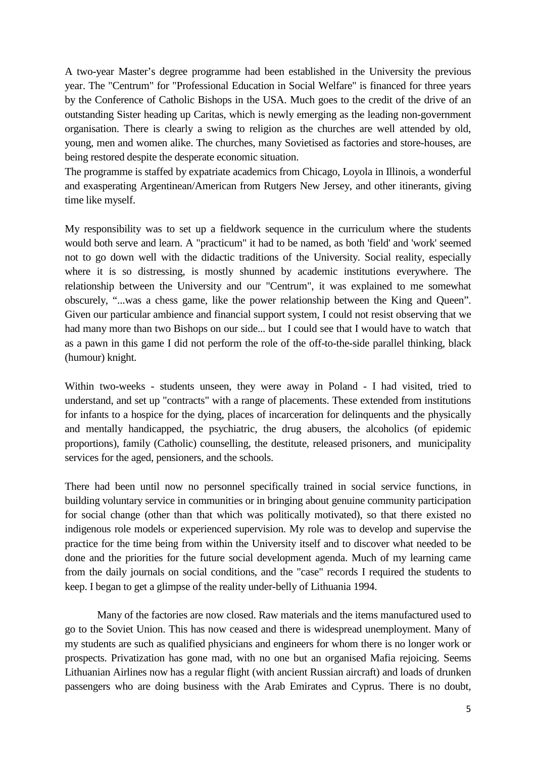A two-year Master's degree programme had been established in the University the previous year. The "Centrum" for "Professional Education in Social Welfare" is financed for three years by the Conference of Catholic Bishops in the USA. Much goes to the credit of the drive of an outstanding Sister heading up Caritas, which is newly emerging as the leading non-government organisation. There is clearly a swing to religion as the churches are well attended by old, young, men and women alike. The churches, many Sovietised as factories and store-houses, are being restored despite the desperate economic situation.
The programme is staffed by expatriate academics from Chicago, Loyola in Illinois, a wonderful and exasperating Argentinean/American from Rutgers New Jersey, and other itinerants, giving time like myself.

My responsibility was to set up a fieldwork sequence in the curriculum where the students would both serve and learn. A "practicum" it had to be named, as both 'field' and 'work' seemed not to go down well with the didactic traditions of the University. Social reality, especially where it is so distressing, is mostly shunned by academic institutions everywhere. The relationship between the University and our "Centrum", it was explained to me somewhat obscurely, "...was a chess game, like the power relationship between the King and Queen". Given our particular ambience and financial support system, I could not resist observing that we had many more than two Bishops on our side... but I could see that I would have to watch that as a pawn in this game I did not perform the role of the off-to-the-side parallel thinking, black (humour) knight.

Within two-weeks - students unseen, they were away in Poland - I had visited, tried to understand, and set up "contracts" with a range of placements. These extended from institutions for infants to a hospice for the dying, places of incarceration for delinquents and the physically and mentally handicapped, the psychiatric, the drug abusers, the alcoholics (of epidemic proportions), family (Catholic) counselling, the destitute, released prisoners, and municipality services for the aged, pensioners, and the schools.

There had been until now no personnel specifically trained in social service functions, in building voluntary service in communities or in bringing about genuine community participation for social change (other than that which was politically motivated), so that there existed no indigenous role models or experienced supervision. My role was to develop and supervise the practice for the time being from within the University itself and to discover what needed to be done and the priorities for the future social development agenda. Much of my learning came from the daily journals on social conditions, and the "case" records I required the students to keep. I began to get a glimpse of the reality under-belly of Lithuania 1994.

Many of the factories are now closed. Raw materials and the items manufactured used to go to the Soviet Union. This has now ceased and there is widespread unemployment. Many of my students are such as qualified physicians and engineers for whom there is no longer work or prospects. Privatization has gone mad, with no one but an organised Mafia rejoicing. Seems Lithuanian Airlines now has a regular flight (with ancient Russian aircraft) and loads of drunken passengers who are doing business with the Arab Emirates and Cyprus. There is no doubt,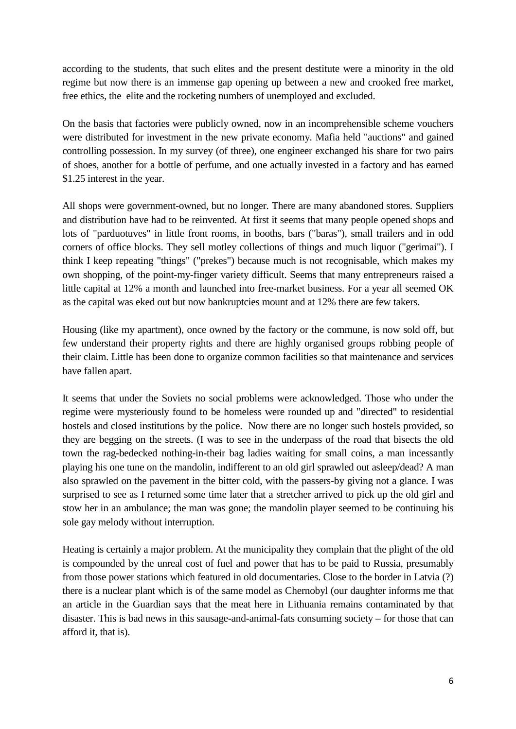according to the students, that such elites and the present destitute were a minority in the old regime but now there is an immense gap opening up between a new and crooked free market, free ethics, the elite and the rocketing numbers of unemployed and excluded.

On the basis that factories were publicly owned, now in an incomprehensible scheme vouchers were distributed for investment in the new private economy. Mafia held "auctions" and gained controlling possession. In my survey (of three), one engineer exchanged his share for two pairs of shoes, another for a bottle of perfume, and one actually invested in a factory and has earned $1.25 interest in the year.

All shops were government-owned, but no longer. There are many abandoned stores. Suppliers and distribution have had to be reinvented. At first it seems that many people opened shops and lots of "parduotuves" in little front rooms, in booths, bars ("baras"), small trailers and in odd corners of office blocks. They sell motley collections of things and much liquor ("gerimai"). I think I keep repeating "things" ("prekes") because much is not recognisable, which makes my own shopping, of the point-my-finger variety difficult. Seems that many entrepreneurs raised a little capital at 12% a month and launched into free-market business. For a year all seemed OK as the capital was eked out but now bankruptcies mount and at 12% there are few takers.

Housing (like my apartment), once owned by the factory or the commune, is now sold off, but few understand their property rights and there are highly organised groups robbing people of their claim. Little has been done to organize common facilities so that maintenance and services have fallen apart.

It seems that under the Soviets no social problems were acknowledged. Those who under the regime were mysteriously found to be homeless were rounded up and "directed" to residential hostels and closed institutions by the police. Now there are no longer such hostels provided, so they are begging on the streets. (I was to see in the underpass of the road that bisects the old town the rag-bedecked nothing-in-their bag ladies waiting for small coins, a man incessantly playing his one tune on the mandolin, indifferent to an old girl sprawled out asleep/dead? A man also sprawled on the pavement in the bitter cold, with the passers-by giving not a glance. I was surprised to see as I returned some time later that a stretcher arrived to pick up the old girl and stow her in an ambulance; the man was gone; the mandolin player seemed to be continuing his sole gay melody without interruption.

Heating is certainly a major problem. At the municipality they complain that the plight of the old is compounded by the unreal cost of fuel and power that has to be paid to Russia, presumably from those power stations which featured in old documentaries. Close to the border in Latvia (?) there is a nuclear plant which is of the same model as Chernobyl (our daughter informs me that an article in the Guardian says that the meat here in Lithuania remains contaminated by that disaster. This is bad news in this sausage-and-animal-fats consuming society – for those that can afford it, that is).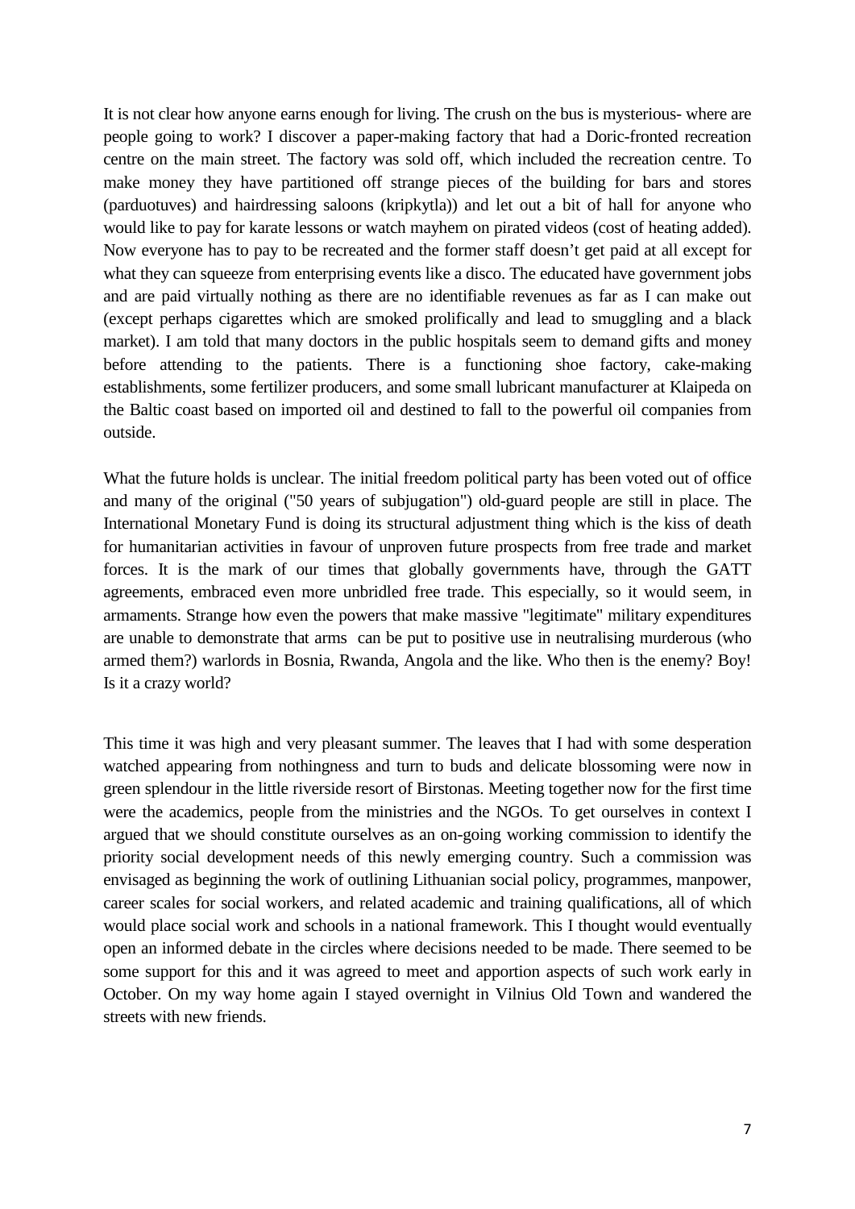It is not clear how anyone earns enough for living. The crush on the bus is mysterious- where are people going to work? I discover a paper-making factory that had a Doric-fronted recreation centre on the main street. The factory was sold off, which included the recreation centre. To make money they have partitioned off strange pieces of the building for bars and stores (parduotuves) and hairdressing saloons (kripkytla)) and let out a bit of hall for anyone who would like to pay for karate lessons or watch mayhem on pirated videos (cost of heating added). Now everyone has to pay to be recreated and the former staff doesn't get paid at all except for what they can squeeze from enterprising events like a disco. The educated have government jobs and are paid virtually nothing as there are no identifiable revenues as far as I can make out (except perhaps cigarettes which are smoked prolifically and lead to smuggling and a black market). I am told that many doctors in the public hospitals seem to demand gifts and money before attending to the patients. There is a functioning shoe factory, cake-making establishments, some fertilizer producers, and some small lubricant manufacturer at Klaipeda on the Baltic coast based on imported oil and destined to fall to the powerful oil companies from outside.

What the future holds is unclear. The initial freedom political party has been voted out of office and many of the original ("50 years of subjugation") old-guard people are still in place. The International Monetary Fund is doing its structural adjustment thing which is the kiss of death for humanitarian activities in favour of unproven future prospects from free trade and market forces. It is the mark of our times that globally governments have, through the GATT agreements, embraced even more unbridled free trade. This especially, so it would seem, in armaments. Strange how even the powers that make massive "legitimate" military expenditures are unable to demonstrate that arms can be put to positive use in neutralising murderous (who armed them?) warlords in Bosnia, Rwanda, Angola and the like. Who then is the enemy? Boy! Is it a crazy world?

This time it was high and very pleasant summer. The leaves that I had with some desperation watched appearing from nothingness and turn to buds and delicate blossoming were now in green splendour in the little riverside resort of Birstonas. Meeting together now for the first time were the academics, people from the ministries and the NGOs. To get ourselves in context I argued that we should constitute ourselves as an on-going working commission to identify the priority social development needs of this newly emerging country. Such a commission was envisaged as beginning the work of outlining Lithuanian social policy, programmes, manpower, career scales for social workers, and related academic and training qualifications, all of which would place social work and schools in a national framework. This I thought would eventually open an informed debate in the circles where decisions needed to be made. There seemed to be some support for this and it was agreed to meet and apportion aspects of such work early in October. On my way home again I stayed overnight in Vilnius Old Town and wandered the streets with new friends.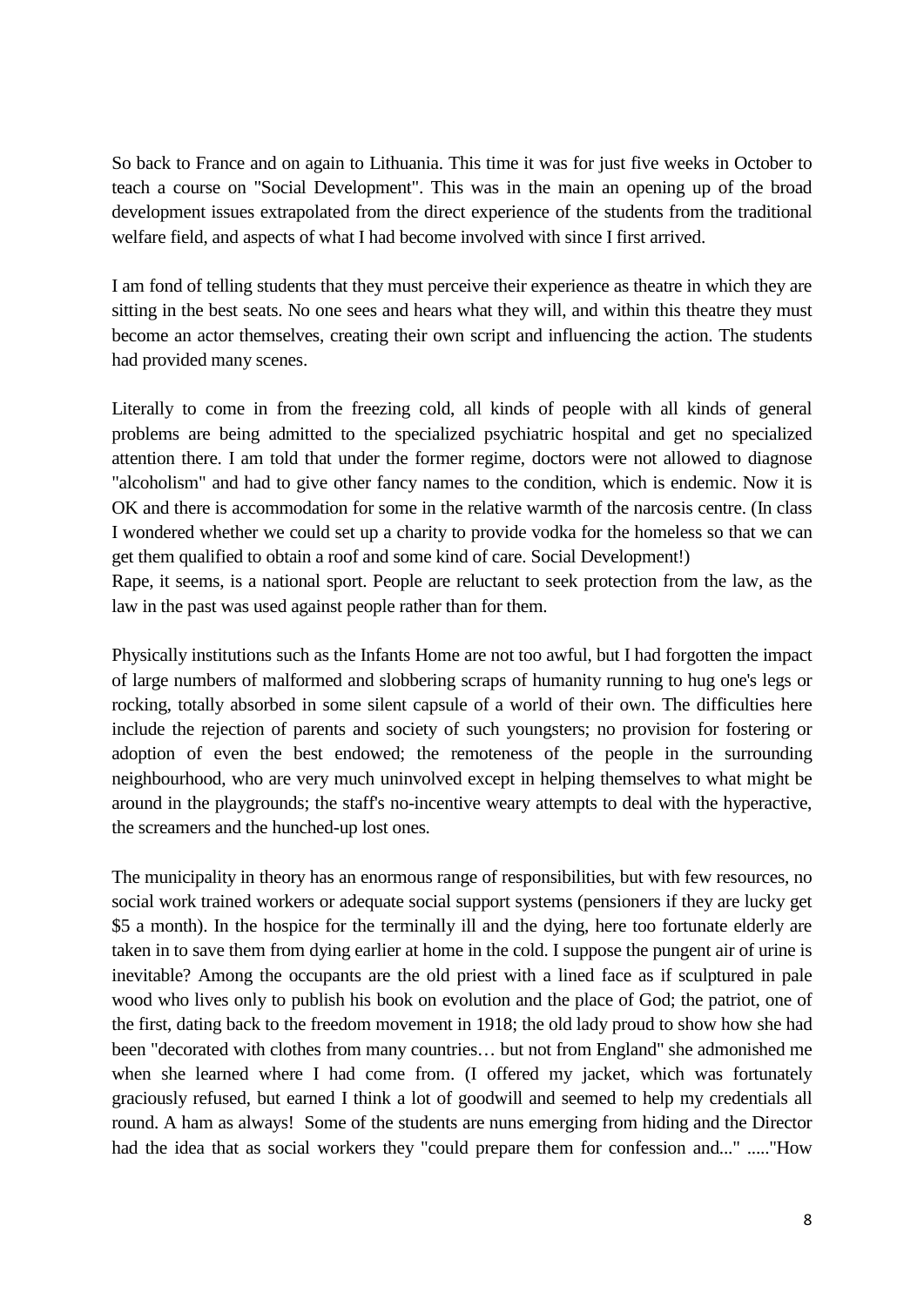So back to France and on again to Lithuania. This time it was for just five weeks in October to teach a course on "Social Development". This was in the main an opening up of the broad development issues extrapolated from the direct experience of the students from the traditional welfare field, and aspects of what I had become involved with since I first arrived.

I am fond of telling students that they must perceive their experience as theatre in which they are sitting in the best seats. No one sees and hears what they will, and within this theatre they must become an actor themselves, creating their own script and influencing the action. The students had provided many scenes.

Literally to come in from the freezing cold, all kinds of people with all kinds of general problems are being admitted to the specialized psychiatric hospital and get no specialized attention there. I am told that under the former regime, doctors were not allowed to diagnose "alcoholism" and had to give other fancy names to the condition, which is endemic. Now it is OK and there is accommodation for some in the relative warmth of the narcosis centre. (In class I wondered whether we could set up a charity to provide vodka for the homeless so that we can get them qualified to obtain a roof and some kind of care. Social Development!)
Rape, it seems, is a national sport. People are reluctant to seek protection from the law, as the law in the past was used against people rather than for them.

Physically institutions such as the Infants Home are not too awful, but I had forgotten the impact of large numbers of malformed and slobbering scraps of humanity running to hug one's legs or rocking, totally absorbed in some silent capsule of a world of their own. The difficulties here include the rejection of parents and society of such youngsters; no provision for fostering or adoption of even the best endowed; the remoteness of the people in the surrounding neighbourhood, who are very much uninvolved except in helping themselves to what might be around in the playgrounds; the staff's no-incentive weary attempts to deal with the hyperactive, the screamers and the hunched-up lost ones.

The municipality in theory has an enormous range of responsibilities, but with few resources, no social work trained workers or adequate social support systems (pensioners if they are lucky get $5 a month). In the hospice for the terminally ill and the dying, here too fortunate elderly are taken in to save them from dying earlier at home in the cold. I suppose the pungent air of urine is inevitable? Among the occupants are the old priest with a lined face as if sculptured in pale wood who lives only to publish his book on evolution and the place of God; the patriot, one of the first, dating back to the freedom movement in 1918; the old lady proud to show how she had been "decorated with clothes from many countries… but not from England" she admonished me when she learned where I had come from. (I offered my jacket, which was fortunately graciously refused, but earned I think a lot of goodwill and seemed to help my credentials all round. A ham as always! Some of the students are nuns emerging from hiding and the Director had the idea that as social workers they "could prepare them for confession and..." ....."How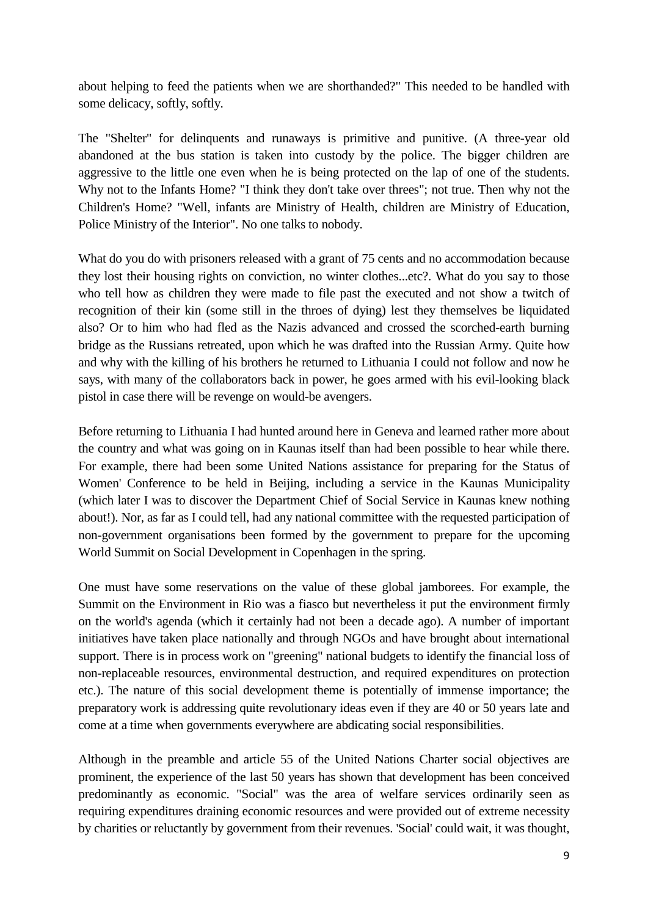about helping to feed the patients when we are shorthanded?" This needed to be handled with some delicacy, softly, softly.

The "Shelter" for delinquents and runaways is primitive and punitive. (A three-year old abandoned at the bus station is taken into custody by the police. The bigger children are aggressive to the little one even when he is being protected on the lap of one of the students. Why not to the Infants Home? "I think they don't take over threes"; not true. Then why not the Children's Home? "Well, infants are Ministry of Health, children are Ministry of Education, Police Ministry of the Interior". No one talks to nobody.

What do you do with prisoners released with a grant of 75 cents and no accommodation because they lost their housing rights on conviction, no winter clothes...etc?. What do you say to those who tell how as children they were made to file past the executed and not show a twitch of recognition of their kin (some still in the throes of dying) lest they themselves be liquidated also? Or to him who had fled as the Nazis advanced and crossed the scorched-earth burning bridge as the Russians retreated, upon which he was drafted into the Russian Army. Quite how and why with the killing of his brothers he returned to Lithuania I could not follow and now he says, with many of the collaborators back in power, he goes armed with his evil-looking black pistol in case there will be revenge on would-be avengers.

Before returning to Lithuania I had hunted around here in Geneva and learned rather more about the country and what was going on in Kaunas itself than had been possible to hear while there. For example, there had been some United Nations assistance for preparing for the Status of Women' Conference to be held in Beijing, including a service in the Kaunas Municipality (which later I was to discover the Department Chief of Social Service in Kaunas knew nothing about!). Nor, as far as I could tell, had any national committee with the requested participation of non-government organisations been formed by the government to prepare for the upcoming World Summit on Social Development in Copenhagen in the spring.

One must have some reservations on the value of these global jamborees. For example, the Summit on the Environment in Rio was a fiasco but nevertheless it put the environment firmly on the world's agenda (which it certainly had not been a decade ago). A number of important initiatives have taken place nationally and through NGOs and have brought about international support. There is in process work on "greening" national budgets to identify the financial loss of non-replaceable resources, environmental destruction, and required expenditures on protection etc.). The nature of this social development theme is potentially of immense importance; the preparatory work is addressing quite revolutionary ideas even if they are 40 or 50 years late and come at a time when governments everywhere are abdicating social responsibilities.

Although in the preamble and article 55 of the United Nations Charter social objectives are prominent, the experience of the last 50 years has shown that development has been conceived predominantly as economic. "Social" was the area of welfare services ordinarily seen as requiring expenditures draining economic resources and were provided out of extreme necessity by charities or reluctantly by government from their revenues. 'Social' could wait, it was thought,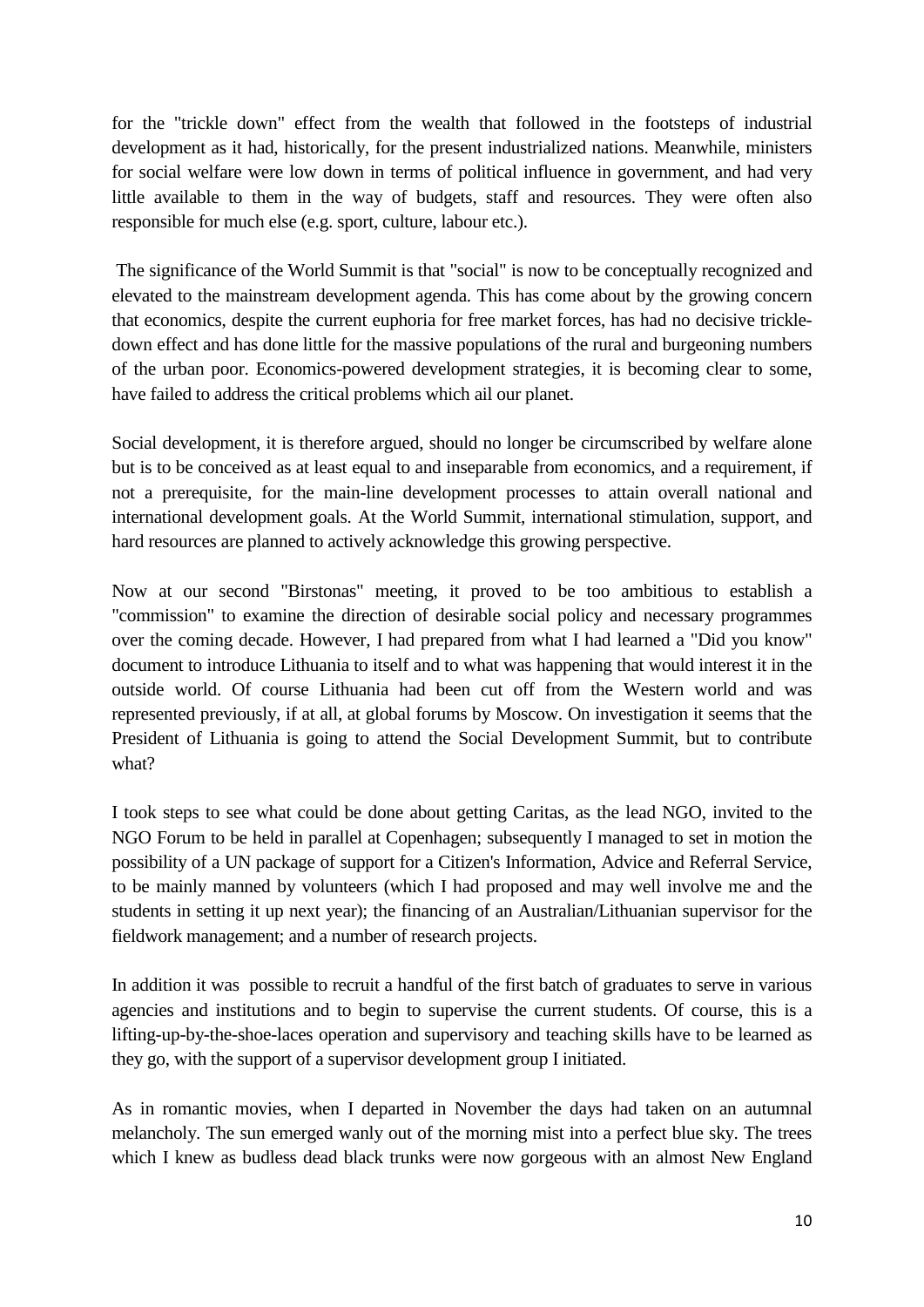for the "trickle down" effect from the wealth that followed in the footsteps of industrial development as it had, historically, for the present industrialized nations. Meanwhile, ministers for social welfare were low down in terms of political influence in government, and had very little available to them in the way of budgets, staff and resources. They were often also responsible for much else (e.g. sport, culture, labour etc.).

The significance of the World Summit is that "social" is now to be conceptually recognized and elevated to the mainstream development agenda. This has come about by the growing concern that economics, despite the current euphoria for free market forces, has had no decisive trickle-down effect and has done little for the massive populations of the rural and burgeoning numbers of the urban poor. Economics-powered development strategies, it is becoming clear to some, have failed to address the critical problems which ail our planet.

Social development, it is therefore argued, should no longer be circumscribed by welfare alone but is to be conceived as at least equal to and inseparable from economics, and a requirement, if not a prerequisite, for the main-line development processes to attain overall national and international development goals. At the World Summit, international stimulation, support, and hard resources are planned to actively acknowledge this growing perspective.

Now at our second "Birstonas" meeting, it proved to be too ambitious to establish a "commission" to examine the direction of desirable social policy and necessary programmes over the coming decade. However, I had prepared from what I had learned a "Did you know" document to introduce Lithuania to itself and to what was happening that would interest it in the outside world. Of course Lithuania had been cut off from the Western world and was represented previously, if at all, at global forums by Moscow. On investigation it seems that the President of Lithuania is going to attend the Social Development Summit, but to contribute what?

I took steps to see what could be done about getting Caritas, as the lead NGO, invited to the NGO Forum to be held in parallel at Copenhagen; subsequently I managed to set in motion the possibility of a UN package of support for a Citizen's Information, Advice and Referral Service, to be mainly manned by volunteers (which I had proposed and may well involve me and the students in setting it up next year); the financing of an Australian/Lithuanian supervisor for the fieldwork management; and a number of research projects.

In addition it was possible to recruit a handful of the first batch of graduates to serve in various agencies and institutions and to begin to supervise the current students. Of course, this is a lifting-up-by-the-shoe-laces operation and supervisory and teaching skills have to be learned as they go, with the support of a supervisor development group I initiated.

As in romantic movies, when I departed in November the days had taken on an autumnal melancholy. The sun emerged wanly out of the morning mist into a perfect blue sky. The trees which I knew as budless dead black trunks were now gorgeous with an almost New England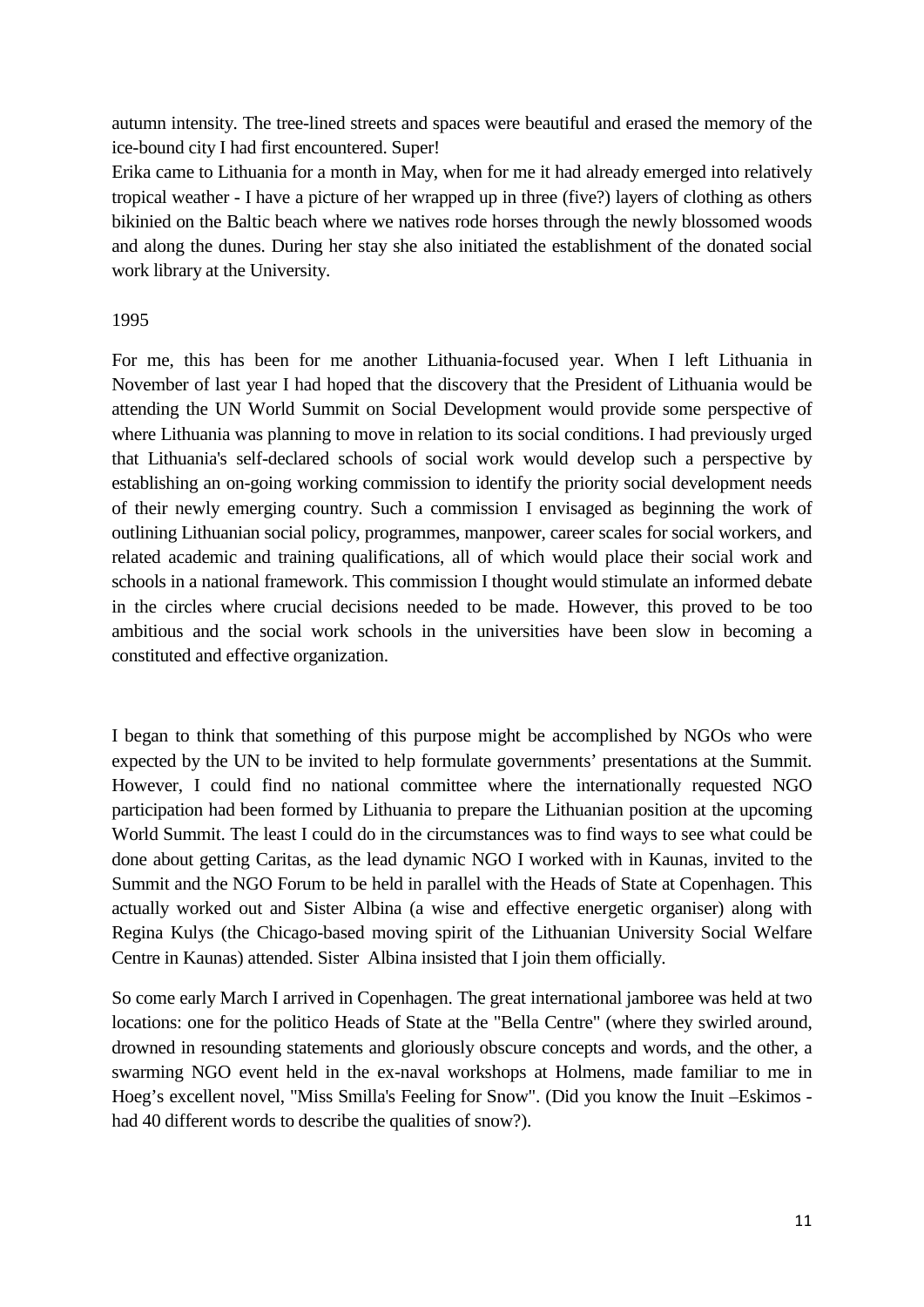autumn intensity. The tree-lined streets and spaces were beautiful and erased the memory of the ice-bound city I had first encountered. Super!

Erika came to Lithuania for a month in May, when for me it had already emerged into relatively tropical weather - I have a picture of her wrapped up in three (five?) layers of clothing as others bikinied on the Baltic beach where we natives rode horses through the newly blossomed woods and along the dunes. During her stay she also initiated the establishment of the donated social work library at the University.

1995

For me, this has been for me another Lithuania-focused year. When I left Lithuania in November of last year I had hoped that the discovery that the President of Lithuania would be attending the UN World Summit on Social Development would provide some perspective of where Lithuania was planning to move in relation to its social conditions. I had previously urged that Lithuania's self-declared schools of social work would develop such a perspective by establishing an on-going working commission to identify the priority social development needs of their newly emerging country. Such a commission I envisaged as beginning the work of outlining Lithuanian social policy, programmes, manpower, career scales for social workers, and related academic and training qualifications, all of which would place their social work and schools in a national framework. This commission I thought would stimulate an informed debate in the circles where crucial decisions needed to be made. However, this proved to be too ambitious and the social work schools in the universities have been slow in becoming a constituted and effective organization.

I began to think that something of this purpose might be accomplished by NGOs who were expected by the UN to be invited to help formulate governments' presentations at the Summit. However, I could find no national committee where the internationally requested NGO participation had been formed by Lithuania to prepare the Lithuanian position at the upcoming World Summit. The least I could do in the circumstances was to find ways to see what could be done about getting Caritas, as the lead dynamic NGO I worked with in Kaunas, invited to the Summit and the NGO Forum to be held in parallel with the Heads of State at Copenhagen. This actually worked out and Sister Albina (a wise and effective energetic organiser) along with Regina Kulys (the Chicago-based moving spirit of the Lithuanian University Social Welfare Centre in Kaunas) attended. Sister Albina insisted that I join them officially.

So come early March I arrived in Copenhagen. The great international jamboree was held at two locations: one for the politico Heads of State at the "Bella Centre" (where they swirled around, drowned in resounding statements and gloriously obscure concepts and words, and the other, a swarming NGO event held in the ex-naval workshops at Holmens, made familiar to me in Hoeg's excellent novel, "Miss Smilla's Feeling for Snow". (Did you know the Inuit –Eskimos - had 40 different words to describe the qualities of snow?).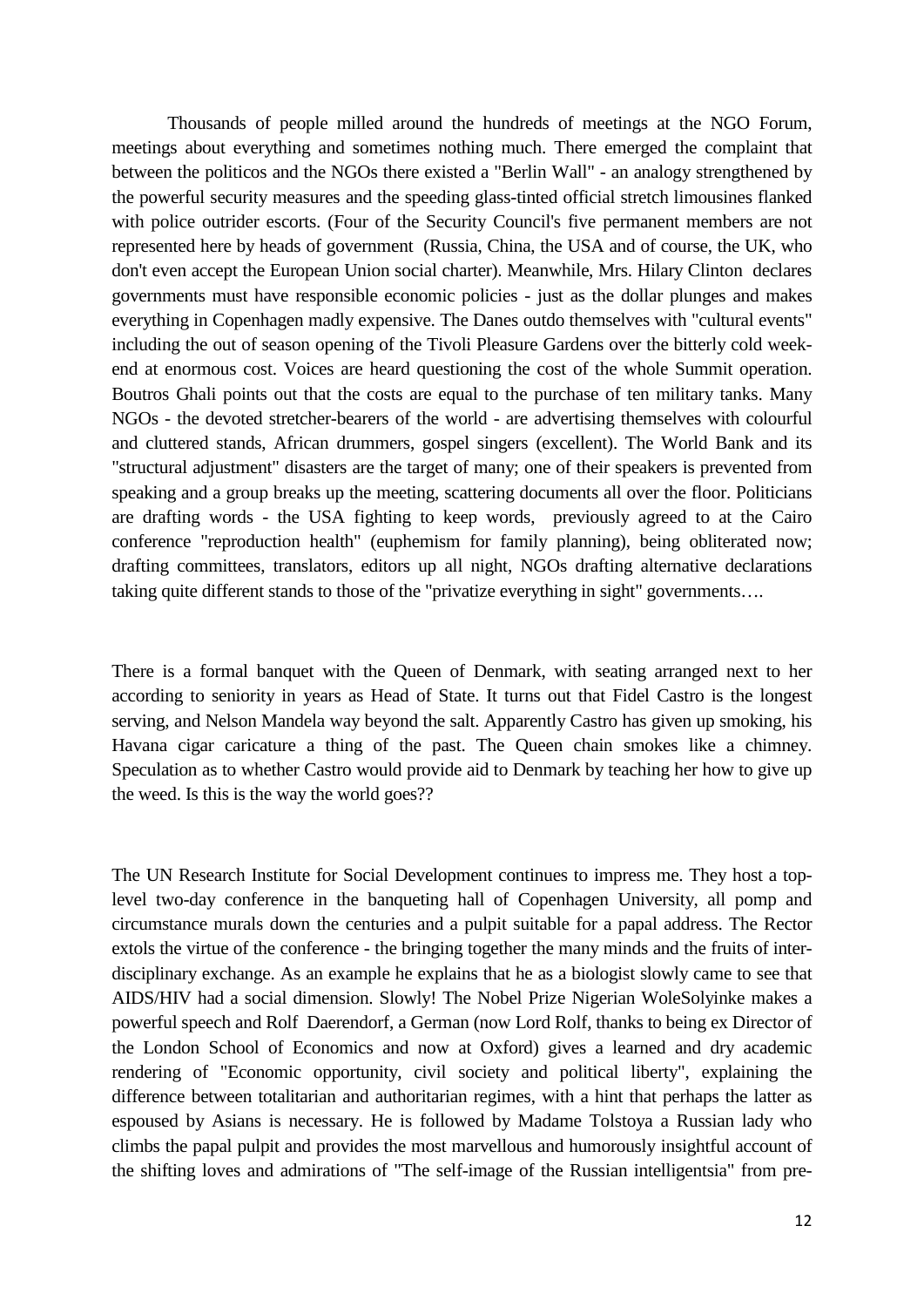Thousands of people milled around the hundreds of meetings at the NGO Forum, meetings about everything and sometimes nothing much. There emerged the complaint that between the politicos and the NGOs there existed a "Berlin Wall" - an analogy strengthened by the powerful security measures and the speeding glass-tinted official stretch limousines flanked with police outrider escorts. (Four of the Security Council's five permanent members are not represented here by heads of government (Russia, China, the USA and of course, the UK, who don't even accept the European Union social charter). Meanwhile, Mrs. Hilary Clinton declares governments must have responsible economic policies - just as the dollar plunges and makes everything in Copenhagen madly expensive. The Danes outdo themselves with "cultural events" including the out of season opening of the Tivoli Pleasure Gardens over the bitterly cold week-end at enormous cost. Voices are heard questioning the cost of the whole Summit operation. Boutros Ghali points out that the costs are equal to the purchase of ten military tanks. Many NGOs - the devoted stretcher-bearers of the world - are advertising themselves with colourful and cluttered stands, African drummers, gospel singers (excellent). The World Bank and its "structural adjustment" disasters are the target of many; one of their speakers is prevented from speaking and a group breaks up the meeting, scattering documents all over the floor. Politicians are drafting words - the USA fighting to keep words, previously agreed to at the Cairo conference "reproduction health" (euphemism for family planning), being obliterated now; drafting committees, translators, editors up all night, NGOs drafting alternative declarations taking quite different stands to those of the "privatize everything in sight" governments….

There is a formal banquet with the Queen of Denmark, with seating arranged next to her according to seniority in years as Head of State. It turns out that Fidel Castro is the longest serving, and Nelson Mandela way beyond the salt. Apparently Castro has given up smoking, his Havana cigar caricature a thing of the past. The Queen chain smokes like a chimney. Speculation as to whether Castro would provide aid to Denmark by teaching her how to give up the weed. Is this is the way the world goes??

The UN Research Institute for Social Development continues to impress me. They host a top-level two-day conference in the banqueting hall of Copenhagen University, all pomp and circumstance murals down the centuries and a pulpit suitable for a papal address. The Rector extols the virtue of the conference - the bringing together the many minds and the fruits of inter-disciplinary exchange. As an example he explains that he as a biologist slowly came to see that AIDS/HIV had a social dimension. Slowly! The Nobel Prize Nigerian WoleSolyinke makes a powerful speech and Rolf Daerendorf, a German (now Lord Rolf, thanks to being ex Director of the London School of Economics and now at Oxford) gives a learned and dry academic rendering of "Economic opportunity, civil society and political liberty", explaining the difference between totalitarian and authoritarian regimes, with a hint that perhaps the latter as espoused by Asians is necessary. He is followed by Madame Tolstoya a Russian lady who climbs the papal pulpit and provides the most marvellous and humorously insightful account of the shifting loves and admirations of "The self-image of the Russian intelligentsia" from pre-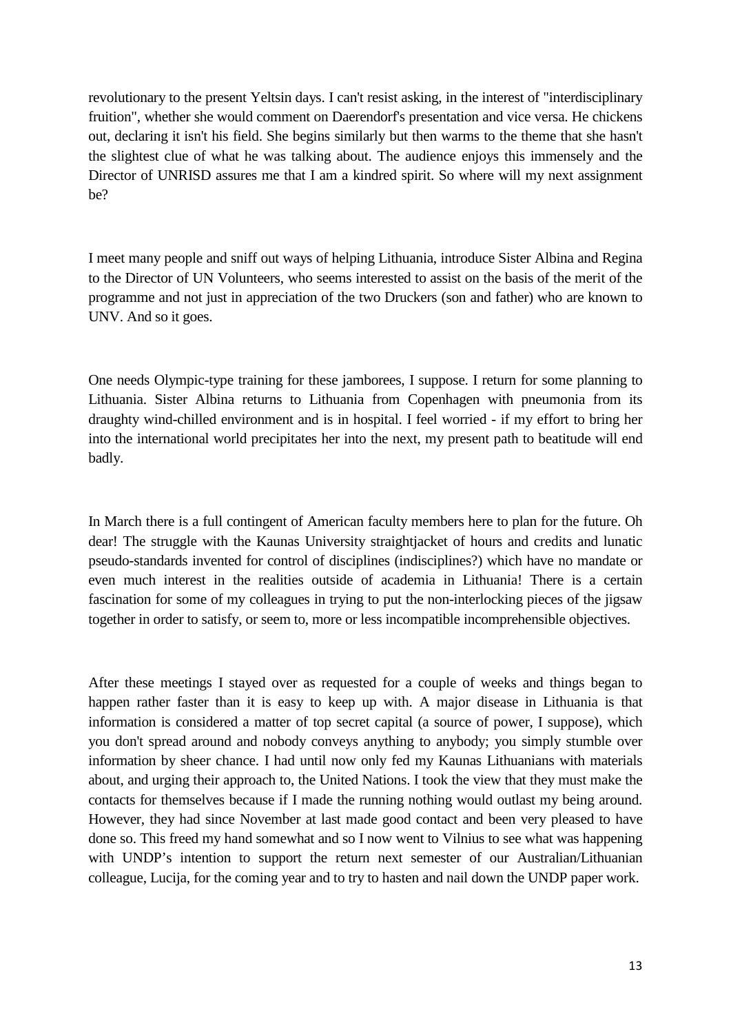revolutionary to the present Yeltsin days. I can't resist asking, in the interest of "interdisciplinary fruition", whether she would comment on Daerendorf's presentation and vice versa. He chickens out, declaring it isn't his field. She begins similarly but then warms to the theme that she hasn't the slightest clue of what he was talking about. The audience enjoys this immensely and the Director of UNRISD assures me that I am a kindred spirit. So where will my next assignment be?

I meet many people and sniff out ways of helping Lithuania, introduce Sister Albina and Regina to the Director of UN Volunteers, who seems interested to assist on the basis of the merit of the programme and not just in appreciation of the two Druckers (son and father) who are known to UNV. And so it goes.

One needs Olympic-type training for these jamborees, I suppose. I return for some planning to Lithuania. Sister Albina returns to Lithuania from Copenhagen with pneumonia from its draughty wind-chilled environment and is in hospital. I feel worried - if my effort to bring her into the international world precipitates her into the next, my present path to beatitude will end badly.

In March there is a full contingent of American faculty members here to plan for the future. Oh dear! The struggle with the Kaunas University straightjacket of hours and credits and lunatic pseudo-standards invented for control of disciplines (indisciplines?) which have no mandate or even much interest in the realities outside of academia in Lithuania! There is a certain fascination for some of my colleagues in trying to put the non-interlocking pieces of the jigsaw together in order to satisfy, or seem to, more or less incompatible incomprehensible objectives.

After these meetings I stayed over as requested for a couple of weeks and things began to happen rather faster than it is easy to keep up with. A major disease in Lithuania is that information is considered a matter of top secret capital (a source of power, I suppose), which you don't spread around and nobody conveys anything to anybody; you simply stumble over information by sheer chance. I had until now only fed my Kaunas Lithuanians with materials about, and urging their approach to, the United Nations. I took the view that they must make the contacts for themselves because if I made the running nothing would outlast my being around. However, they had since November at last made good contact and been very pleased to have done so. This freed my hand somewhat and so I now went to Vilnius to see what was happening with UNDP's intention to support the return next semester of our Australian/Lithuanian colleague, Lucija, for the coming year and to try to hasten and nail down the UNDP paper work.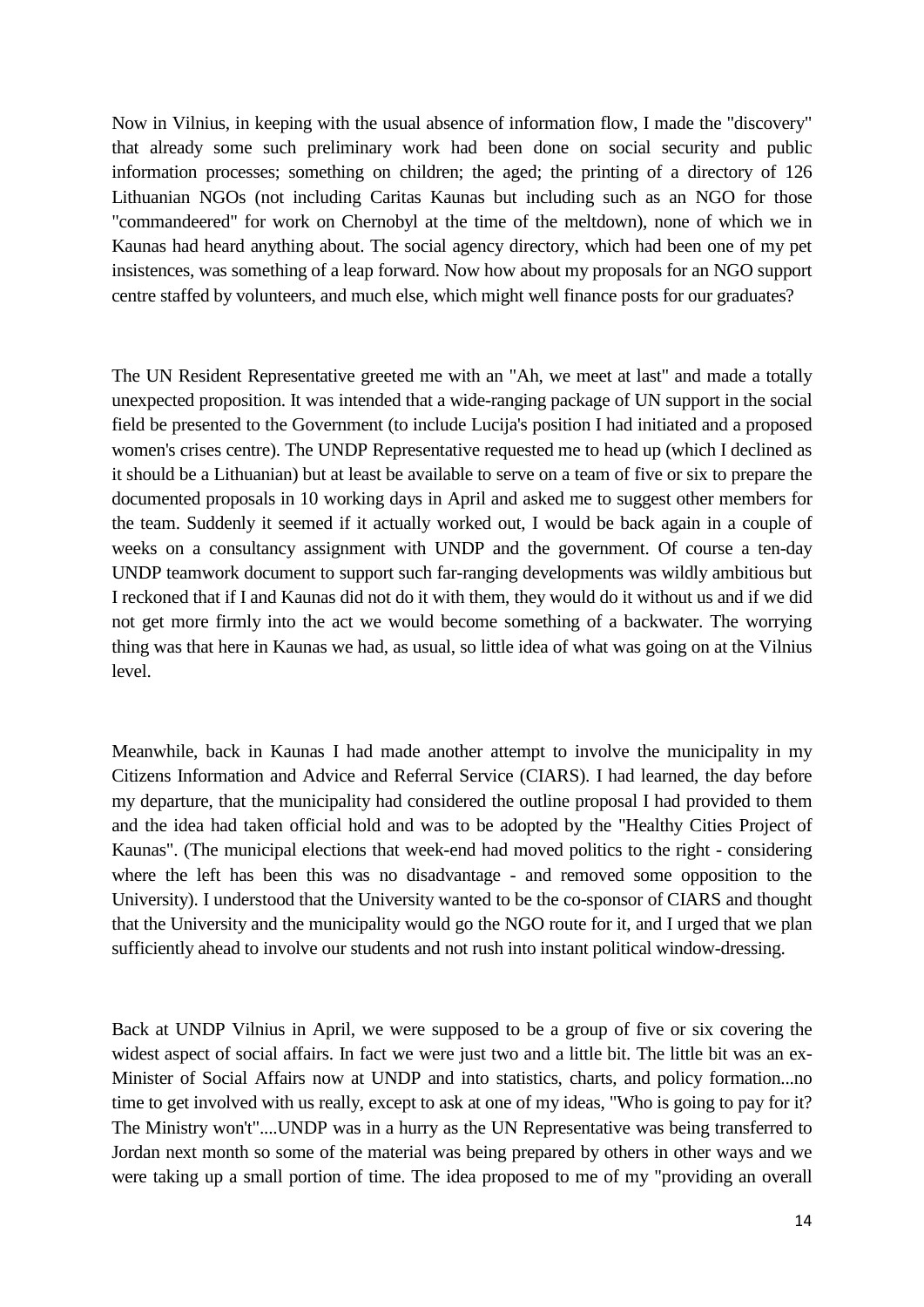Now in Vilnius, in keeping with the usual absence of information flow, I made the "discovery" that already some such preliminary work had been done on social security and public information processes; something on children; the aged; the printing of a directory of 126 Lithuanian NGOs (not including Caritas Kaunas but including such as an NGO for those "commandeered" for work on Chernobyl at the time of the meltdown), none of which we in Kaunas had heard anything about. The social agency directory, which had been one of my pet insistences, was something of a leap forward. Now how about my proposals for an NGO support centre staffed by volunteers, and much else, which might well finance posts for our graduates?

The UN Resident Representative greeted me with an "Ah, we meet at last" and made a totally unexpected proposition. It was intended that a wide-ranging package of UN support in the social field be presented to the Government (to include Lucija's position I had initiated and a proposed women's crises centre). The UNDP Representative requested me to head up (which I declined as it should be a Lithuanian) but at least be available to serve on a team of five or six to prepare the documented proposals in 10 working days in April and asked me to suggest other members for the team. Suddenly it seemed if it actually worked out, I would be back again in a couple of weeks on a consultancy assignment with UNDP and the government. Of course a ten-day UNDP teamwork document to support such far-ranging developments was wildly ambitious but I reckoned that if I and Kaunas did not do it with them, they would do it without us and if we did not get more firmly into the act we would become something of a backwater. The worrying thing was that here in Kaunas we had, as usual, so little idea of what was going on at the Vilnius level.

Meanwhile, back in Kaunas I had made another attempt to involve the municipality in my Citizens Information and Advice and Referral Service (CIARS). I had learned, the day before my departure, that the municipality had considered the outline proposal I had provided to them and the idea had taken official hold and was to be adopted by the "Healthy Cities Project of Kaunas". (The municipal elections that week-end had moved politics to the right - considering where the left has been this was no disadvantage - and removed some opposition to the University). I understood that the University wanted to be the co-sponsor of CIARS and thought that the University and the municipality would go the NGO route for it, and I urged that we plan sufficiently ahead to involve our students and not rush into instant political window-dressing.

Back at UNDP Vilnius in April, we were supposed to be a group of five or six covering the widest aspect of social affairs. In fact we were just two and a little bit. The little bit was an ex-Minister of Social Affairs now at UNDP and into statistics, charts, and policy formation...no time to get involved with us really, except to ask at one of my ideas, "Who is going to pay for it? The Ministry won't"....UNDP was in a hurry as the UN Representative was being transferred to Jordan next month so some of the material was being prepared by others in other ways and we were taking up a small portion of time. The idea proposed to me of my "providing an overall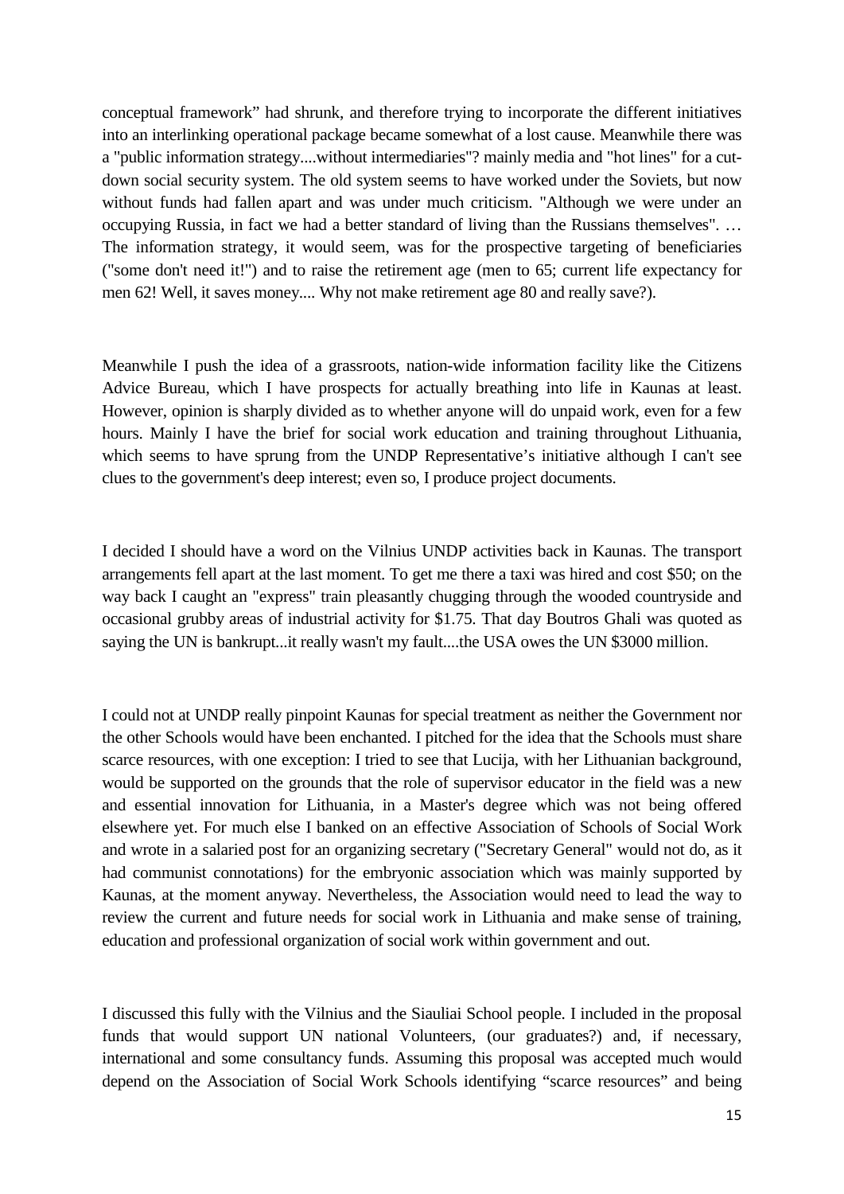conceptual framework" had shrunk, and therefore trying to incorporate the different initiatives into an interlinking operational package became somewhat of a lost cause. Meanwhile there was a "public information strategy....without intermediaries"? mainly media and "hot lines" for a cut-down social security system. The old system seems to have worked under the Soviets, but now without funds had fallen apart and was under much criticism. "Although we were under an occupying Russia, in fact we had a better standard of living than the Russians themselves". … The information strategy, it would seem, was for the prospective targeting of beneficiaries ("some don't need it!") and to raise the retirement age (men to 65; current life expectancy for men 62! Well, it saves money.... Why not make retirement age 80 and really save?).

Meanwhile I push the idea of a grassroots, nation-wide information facility like the Citizens Advice Bureau, which I have prospects for actually breathing into life in Kaunas at least. However, opinion is sharply divided as to whether anyone will do unpaid work, even for a few hours. Mainly I have the brief for social work education and training throughout Lithuania, which seems to have sprung from the UNDP Representative's initiative although I can't see clues to the government's deep interest; even so, I produce project documents.

I decided I should have a word on the Vilnius UNDP activities back in Kaunas. The transport arrangements fell apart at the last moment. To get me there a taxi was hired and cost $50; on the way back I caught an "express" train pleasantly chugging through the wooded countryside and occasional grubby areas of industrial activity for $1.75. That day Boutros Ghali was quoted as saying the UN is bankrupt...it really wasn't my fault....the USA owes the UN $3000 million.

I could not at UNDP really pinpoint Kaunas for special treatment as neither the Government nor the other Schools would have been enchanted. I pitched for the idea that the Schools must share scarce resources, with one exception: I tried to see that Lucija, with her Lithuanian background, would be supported on the grounds that the role of supervisor educator in the field was a new and essential innovation for Lithuania, in a Master's degree which was not being offered elsewhere yet. For much else I banked on an effective Association of Schools of Social Work and wrote in a salaried post for an organizing secretary ("Secretary General" would not do, as it had communist connotations) for the embryonic association which was mainly supported by Kaunas, at the moment anyway. Nevertheless, the Association would need to lead the way to review the current and future needs for social work in Lithuania and make sense of training, education and professional organization of social work within government and out.

I discussed this fully with the Vilnius and the Siauliai School people. I included in the proposal funds that would support UN national Volunteers, (our graduates?) and, if necessary, international and some consultancy funds. Assuming this proposal was accepted much would depend on the Association of Social Work Schools identifying "scarce resources" and being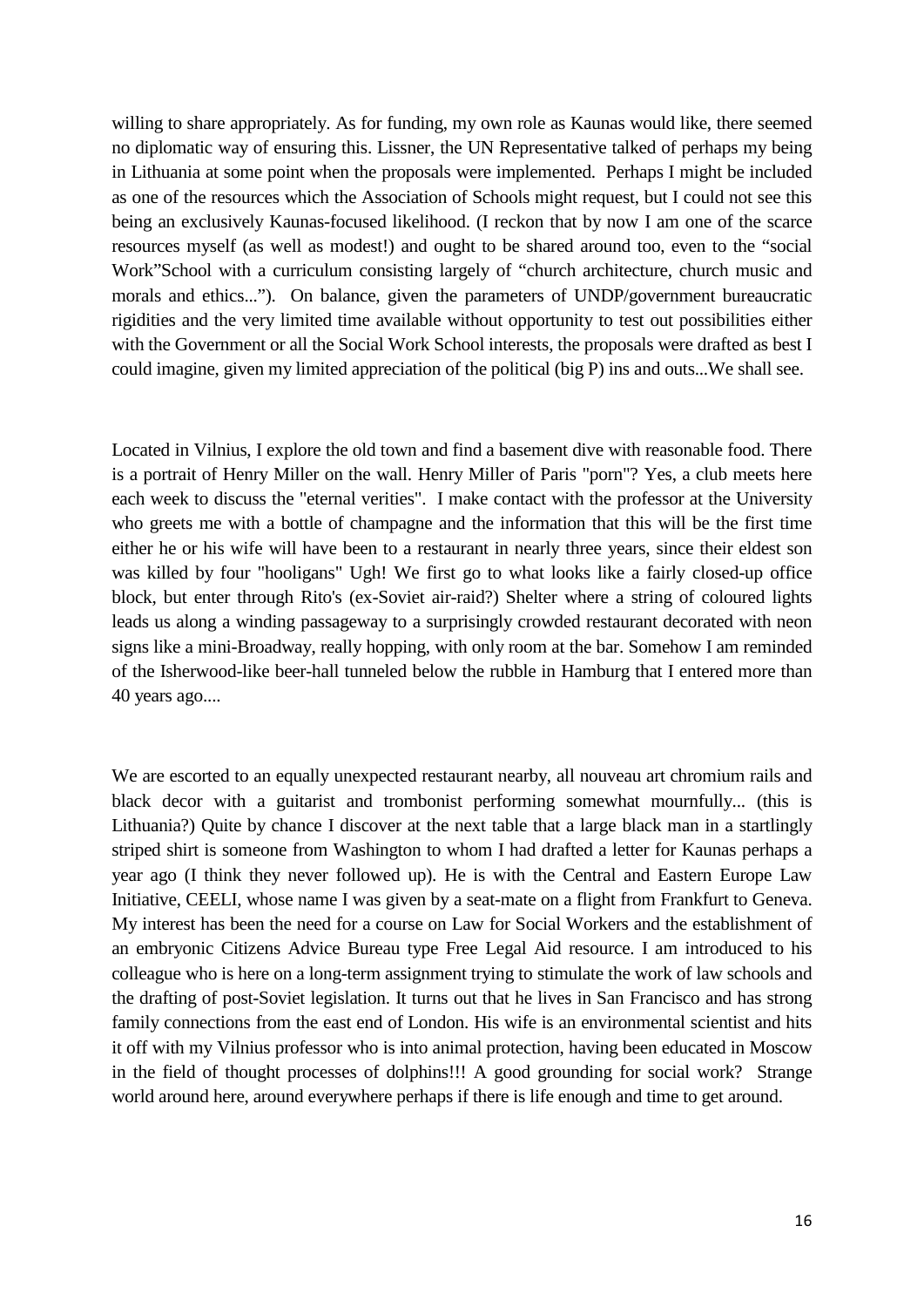willing to share appropriately. As for funding, my own role as Kaunas would like, there seemed no diplomatic way of ensuring this. Lissner, the UN Representative talked of perhaps my being in Lithuania at some point when the proposals were implemented. Perhaps I might be included as one of the resources which the Association of Schools might request, but I could not see this being an exclusively Kaunas-focused likelihood. (I reckon that by now I am one of the scarce resources myself (as well as modest!) and ought to be shared around too, even to the "social Work"School with a curriculum consisting largely of "church architecture, church music and morals and ethics..."). On balance, given the parameters of UNDP/government bureaucratic rigidities and the very limited time available without opportunity to test out possibilities either with the Government or all the Social Work School interests, the proposals were drafted as best I could imagine, given my limited appreciation of the political (big P) ins and outs...We shall see.

Located in Vilnius, I explore the old town and find a basement dive with reasonable food. There is a portrait of Henry Miller on the wall. Henry Miller of Paris "porn"? Yes, a club meets here each week to discuss the "eternal verities". I make contact with the professor at the University who greets me with a bottle of champagne and the information that this will be the first time either he or his wife will have been to a restaurant in nearly three years, since their eldest son was killed by four "hooligans" Ugh! We first go to what looks like a fairly closed-up office block, but enter through Rito's (ex-Soviet air-raid?) Shelter where a string of coloured lights leads us along a winding passageway to a surprisingly crowded restaurant decorated with neon signs like a mini-Broadway, really hopping, with only room at the bar. Somehow I am reminded of the Isherwood-like beer-hall tunneled below the rubble in Hamburg that I entered more than 40 years ago....

We are escorted to an equally unexpected restaurant nearby, all nouveau art chromium rails and black decor with a guitarist and trombonist performing somewhat mournfully... (this is Lithuania?) Quite by chance I discover at the next table that a large black man in a startlingly striped shirt is someone from Washington to whom I had drafted a letter for Kaunas perhaps a year ago (I think they never followed up). He is with the Central and Eastern Europe Law Initiative, CEELI, whose name I was given by a seat-mate on a flight from Frankfurt to Geneva. My interest has been the need for a course on Law for Social Workers and the establishment of an embryonic Citizens Advice Bureau type Free Legal Aid resource. I am introduced to his colleague who is here on a long-term assignment trying to stimulate the work of law schools and the drafting of post-Soviet legislation. It turns out that he lives in San Francisco and has strong family connections from the east end of London. His wife is an environmental scientist and hits it off with my Vilnius professor who is into animal protection, having been educated in Moscow in the field of thought processes of dolphins!!! A good grounding for social work? Strange world around here, around everywhere perhaps if there is life enough and time to get around.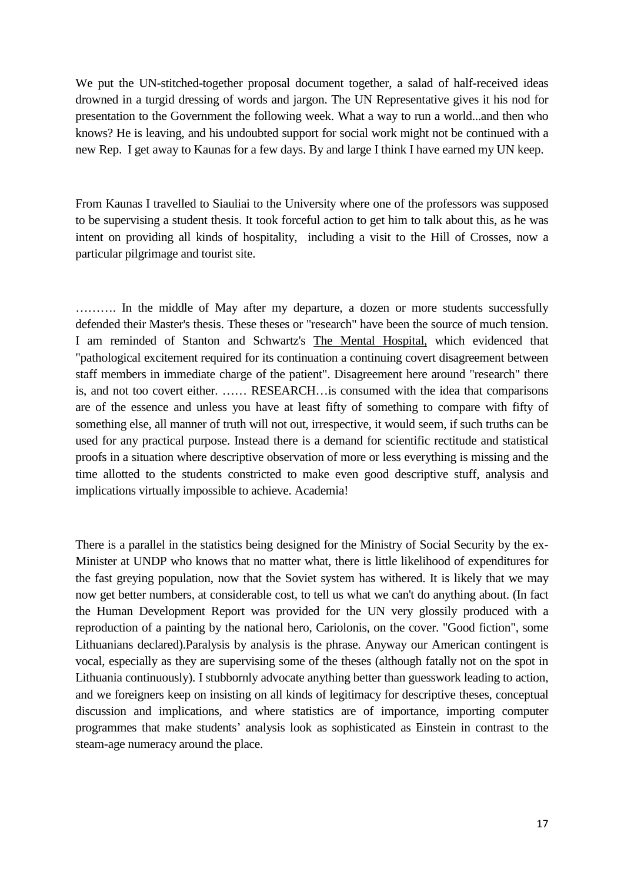We put the UN-stitched-together proposal document together, a salad of half-received ideas drowned in a turgid dressing of words and jargon. The UN Representative gives it his nod for presentation to the Government the following week. What a way to run a world...and then who knows? He is leaving, and his undoubted support for social work might not be continued with a new Rep. I get away to Kaunas for a few days. By and large I think I have earned my UN keep.

From Kaunas I travelled to Siauliai to the University where one of the professors was supposed to be supervising a student thesis. It took forceful action to get him to talk about this, as he was intent on providing all kinds of hospitality, including a visit to the Hill of Crosses, now a particular pilgrimage and tourist site.

………. In the middle of May after my departure, a dozen or more students successfully defended their Master's thesis. These theses or "research" have been the source of much tension. I am reminded of Stanton and Schwartz's The Mental Hospital, which evidenced that "pathological excitement required for its continuation a continuing covert disagreement between staff members in immediate charge of the patient". Disagreement here around "research" there is, and not too covert either. …… RESEARCH…is consumed with the idea that comparisons are of the essence and unless you have at least fifty of something to compare with fifty of something else, all manner of truth will not out, irrespective, it would seem, if such truths can be used for any practical purpose. Instead there is a demand for scientific rectitude and statistical proofs in a situation where descriptive observation of more or less everything is missing and the time allotted to the students constricted to make even good descriptive stuff, analysis and implications virtually impossible to achieve. Academia!

There is a parallel in the statistics being designed for the Ministry of Social Security by the ex-Minister at UNDP who knows that no matter what, there is little likelihood of expenditures for the fast greying population, now that the Soviet system has withered. It is likely that we may now get better numbers, at considerable cost, to tell us what we can't do anything about. (In fact the Human Development Report was provided for the UN very glossily produced with a reproduction of a painting by the national hero, Cariolonis, on the cover. "Good fiction", some Lithuanians declared).Paralysis by analysis is the phrase. Anyway our American contingent is vocal, especially as they are supervising some of the theses (although fatally not on the spot in Lithuania continuously). I stubbornly advocate anything better than guesswork leading to action, and we foreigners keep on insisting on all kinds of legitimacy for descriptive theses, conceptual discussion and implications, and where statistics are of importance, importing computer programmes that make students' analysis look as sophisticated as Einstein in contrast to the steam-age numeracy around the place.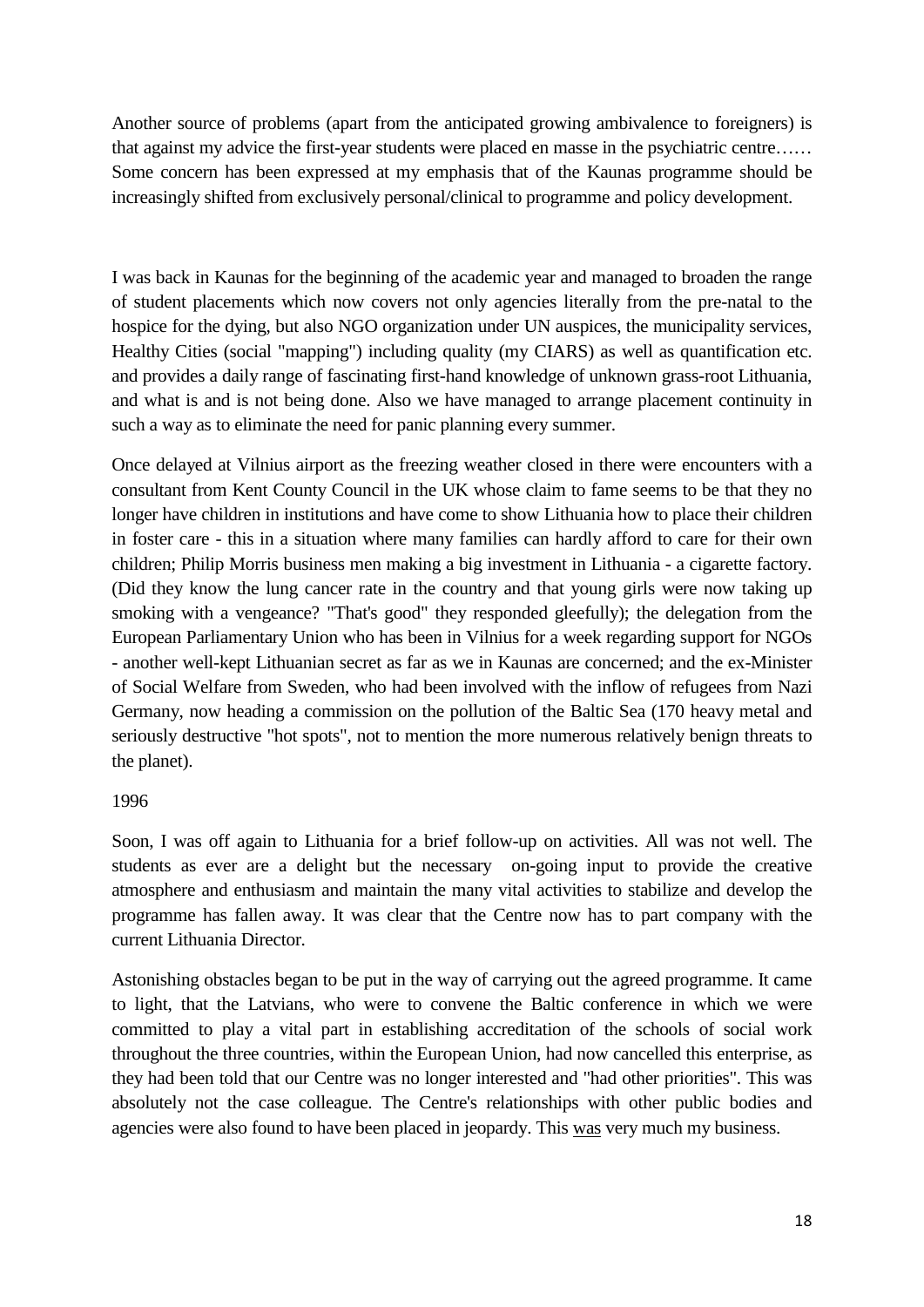Another source of problems (apart from the anticipated growing ambivalence to foreigners) is that against my advice the first-year students were placed en masse in the psychiatric centre…… Some concern has been expressed at my emphasis that of the Kaunas programme should be increasingly shifted from exclusively personal/clinical to programme and policy development.

I was back in Kaunas for the beginning of the academic year and managed to broaden the range of student placements which now covers not only agencies literally from the pre-natal to the hospice for the dying, but also NGO organization under UN auspices, the municipality services, Healthy Cities (social "mapping") including quality (my CIARS) as well as quantification etc. and provides a daily range of fascinating first-hand knowledge of unknown grass-root Lithuania, and what is and is not being done. Also we have managed to arrange placement continuity in such a way as to eliminate the need for panic planning every summer.

Once delayed at Vilnius airport as the freezing weather closed in there were encounters with a consultant from Kent County Council in the UK whose claim to fame seems to be that they no longer have children in institutions and have come to show Lithuania how to place their children in foster care - this in a situation where many families can hardly afford to care for their own children; Philip Morris business men making a big investment in Lithuania - a cigarette factory. (Did they know the lung cancer rate in the country and that young girls were now taking up smoking with a vengeance? "That's good" they responded gleefully); the delegation from the European Parliamentary Union who has been in Vilnius for a week regarding support for NGOs - another well-kept Lithuanian secret as far as we in Kaunas are concerned; and the ex-Minister of Social Welfare from Sweden, who had been involved with the inflow of refugees from Nazi Germany, now heading a commission on the pollution of the Baltic Sea (170 heavy metal and seriously destructive "hot spots", not to mention the more numerous relatively benign threats to the planet).

1996

Soon, I was off again to Lithuania for a brief follow-up on activities. All was not well. The students as ever are a delight but the necessary on-going input to provide the creative atmosphere and enthusiasm and maintain the many vital activities to stabilize and develop the programme has fallen away. It was clear that the Centre now has to part company with the current Lithuania Director.

Astonishing obstacles began to be put in the way of carrying out the agreed programme. It came to light, that the Latvians, who were to convene the Baltic conference in which we were committed to play a vital part in establishing accreditation of the schools of social work throughout the three countries, within the European Union, had now cancelled this enterprise, as they had been told that our Centre was no longer interested and "had other priorities". This was absolutely not the case colleague. The Centre's relationships with other public bodies and agencies were also found to have been placed in jeopardy. This was very much my business.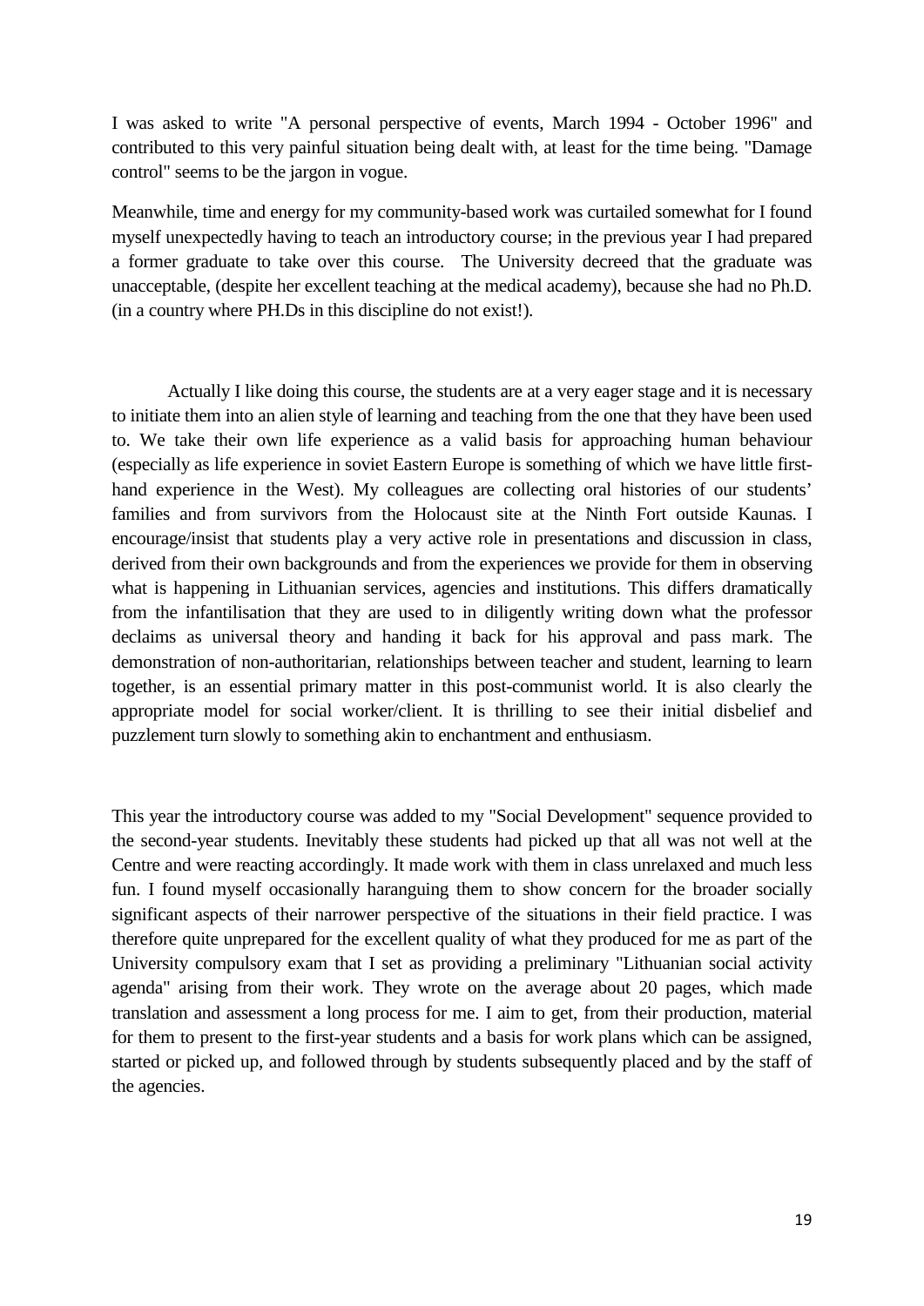I was asked to write "A personal perspective of events, March 1994 - October 1996" and contributed to this very painful situation being dealt with, at least for the time being. "Damage control" seems to be the jargon in vogue.

Meanwhile, time and energy for my community-based work was curtailed somewhat for I found myself unexpectedly having to teach an introductory course; in the previous year I had prepared a former graduate to take over this course. The University decreed that the graduate was unacceptable, (despite her excellent teaching at the medical academy), because she had no Ph.D. (in a country where PH.Ds in this discipline do not exist!).

Actually I like doing this course, the students are at a very eager stage and it is necessary to initiate them into an alien style of learning and teaching from the one that they have been used to. We take their own life experience as a valid basis for approaching human behaviour (especially as life experience in soviet Eastern Europe is something of which we have little first-hand experience in the West). My colleagues are collecting oral histories of our students' families and from survivors from the Holocaust site at the Ninth Fort outside Kaunas. I encourage/insist that students play a very active role in presentations and discussion in class, derived from their own backgrounds and from the experiences we provide for them in observing what is happening in Lithuanian services, agencies and institutions. This differs dramatically from the infantilisation that they are used to in diligently writing down what the professor declaims as universal theory and handing it back for his approval and pass mark. The demonstration of non-authoritarian, relationships between teacher and student, learning to learn together, is an essential primary matter in this post-communist world. It is also clearly the appropriate model for social worker/client. It is thrilling to see their initial disbelief and puzzlement turn slowly to something akin to enchantment and enthusiasm.

This year the introductory course was added to my "Social Development" sequence provided to the second-year students. Inevitably these students had picked up that all was not well at the Centre and were reacting accordingly. It made work with them in class unrelaxed and much less fun. I found myself occasionally haranguing them to show concern for the broader socially significant aspects of their narrower perspective of the situations in their field practice. I was therefore quite unprepared for the excellent quality of what they produced for me as part of the University compulsory exam that I set as providing a preliminary "Lithuanian social activity agenda" arising from their work. They wrote on the average about 20 pages, which made translation and assessment a long process for me. I aim to get, from their production, material for them to present to the first-year students and a basis for work plans which can be assigned, started or picked up, and followed through by students subsequently placed and by the staff of the agencies.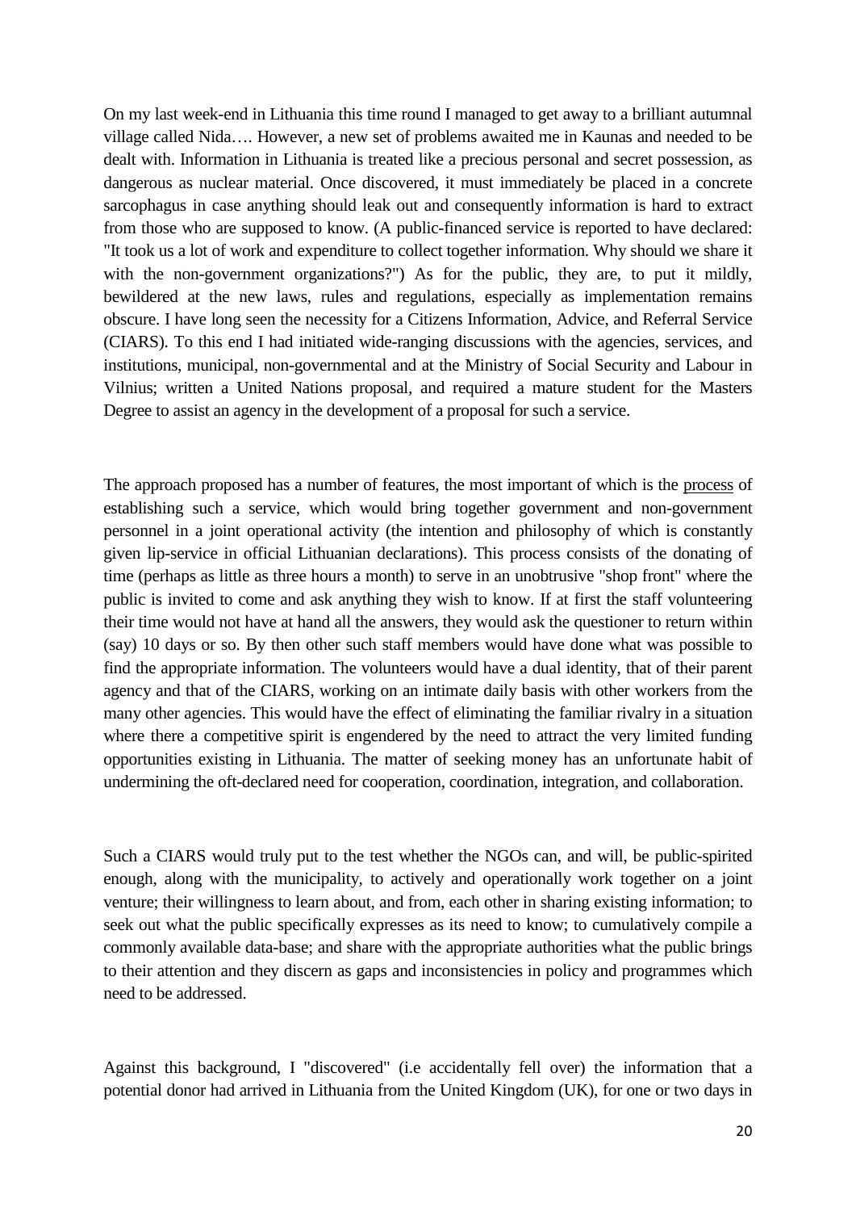On my last week-end in Lithuania this time round I managed to get away to a brilliant autumnal village called Nida…. However, a new set of problems awaited me in Kaunas and needed to be dealt with. Information in Lithuania is treated like a precious personal and secret possession, as dangerous as nuclear material. Once discovered, it must immediately be placed in a concrete sarcophagus in case anything should leak out and consequently information is hard to extract from those who are supposed to know. (A public-financed service is reported to have declared: "It took us a lot of work and expenditure to collect together information. Why should we share it with the non-government organizations?") As for the public, they are, to put it mildly, bewildered at the new laws, rules and regulations, especially as implementation remains obscure. I have long seen the necessity for a Citizens Information, Advice, and Referral Service (CIARS). To this end I had initiated wide-ranging discussions with the agencies, services, and institutions, municipal, non-governmental and at the Ministry of Social Security and Labour in Vilnius; written a United Nations proposal, and required a mature student for the Masters Degree to assist an agency in the development of a proposal for such a service.

The approach proposed has a number of features, the most important of which is the <u>process</u> of establishing such a service, which would bring together government and non-government personnel in a joint operational activity (the intention and philosophy of which is constantly given lip-service in official Lithuanian declarations). This process consists of the donating of time (perhaps as little as three hours a month) to serve in an unobtrusive "shop front" where the public is invited to come and ask anything they wish to know. If at first the staff volunteering their time would not have at hand all the answers, they would ask the questioner to return within (say) 10 days or so. By then other such staff members would have done what was possible to find the appropriate information. The volunteers would have a dual identity, that of their parent agency and that of the CIARS, working on an intimate daily basis with other workers from the many other agencies. This would have the effect of eliminating the familiar rivalry in a situation where there a competitive spirit is engendered by the need to attract the very limited funding opportunities existing in Lithuania. The matter of seeking money has an unfortunate habit of undermining the oft-declared need for cooperation, coordination, integration, and collaboration.

Such a CIARS would truly put to the test whether the NGOs can, and will, be public-spirited enough, along with the municipality, to actively and operationally work together on a joint venture; their willingness to learn about, and from, each other in sharing existing information; to seek out what the public specifically expresses as its need to know; to cumulatively compile a commonly available data-base; and share with the appropriate authorities what the public brings to their attention and they discern as gaps and inconsistencies in policy and programmes which need to be addressed.

Against this background, I "discovered" (i.e accidentally fell over) the information that a potential donor had arrived in Lithuania from the United Kingdom (UK), for one or two days in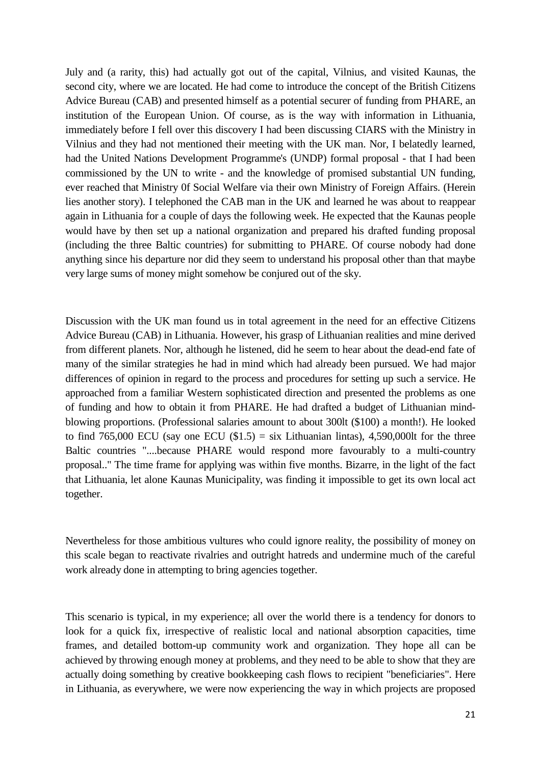July and (a rarity, this) had actually got out of the capital, Vilnius, and visited Kaunas, the second city, where we are located. He had come to introduce the concept of the British Citizens Advice Bureau (CAB) and presented himself as a potential securer of funding from PHARE, an institution of the European Union. Of course, as is the way with information in Lithuania, immediately before I fell over this discovery I had been discussing CIARS with the Ministry in Vilnius and they had not mentioned their meeting with the UK man. Nor, I belatedly learned, had the United Nations Development Programme's (UNDP) formal proposal - that I had been commissioned by the UN to write - and the knowledge of promised substantial UN funding, ever reached that Ministry 0f Social Welfare via their own Ministry of Foreign Affairs. (Herein lies another story). I telephoned the CAB man in the UK and learned he was about to reappear again in Lithuania for a couple of days the following week. He expected that the Kaunas people would have by then set up a national organization and prepared his drafted funding proposal (including the three Baltic countries) for submitting to PHARE. Of course nobody had done anything since his departure nor did they seem to understand his proposal other than that maybe very large sums of money might somehow be conjured out of the sky.

Discussion with the UK man found us in total agreement in the need for an effective Citizens Advice Bureau (CAB) in Lithuania. However, his grasp of Lithuanian realities and mine derived from different planets. Nor, although he listened, did he seem to hear about the dead-end fate of many of the similar strategies he had in mind which had already been pursued. We had major differences of opinion in regard to the process and procedures for setting up such a service. He approached from a familiar Western sophisticated direction and presented the problems as one of funding and how to obtain it from PHARE. He had drafted a budget of Lithuanian mind-blowing proportions. (Professional salaries amount to about 300lt ($100) a month!). He looked to find 765,000 ECU (say one ECU ($1.5) = six Lithuanian lintas), 4,590,000lt for the three Baltic countries "....because PHARE would respond more favourably to a multi-country proposal.." The time frame for applying was within five months. Bizarre, in the light of the fact that Lithuania, let alone Kaunas Municipality, was finding it impossible to get its own local act together.

Nevertheless for those ambitious vultures who could ignore reality, the possibility of money on this scale began to reactivate rivalries and outright hatreds and undermine much of the careful work already done in attempting to bring agencies together.

This scenario is typical, in my experience; all over the world there is a tendency for donors to look for a quick fix, irrespective of realistic local and national absorption capacities, time frames, and detailed bottom-up community work and organization. They hope all can be achieved by throwing enough money at problems, and they need to be able to show that they are actually doing something by creative bookkeeping cash flows to recipient "beneficiaries". Here in Lithuania, as everywhere, we were now experiencing the way in which projects are proposed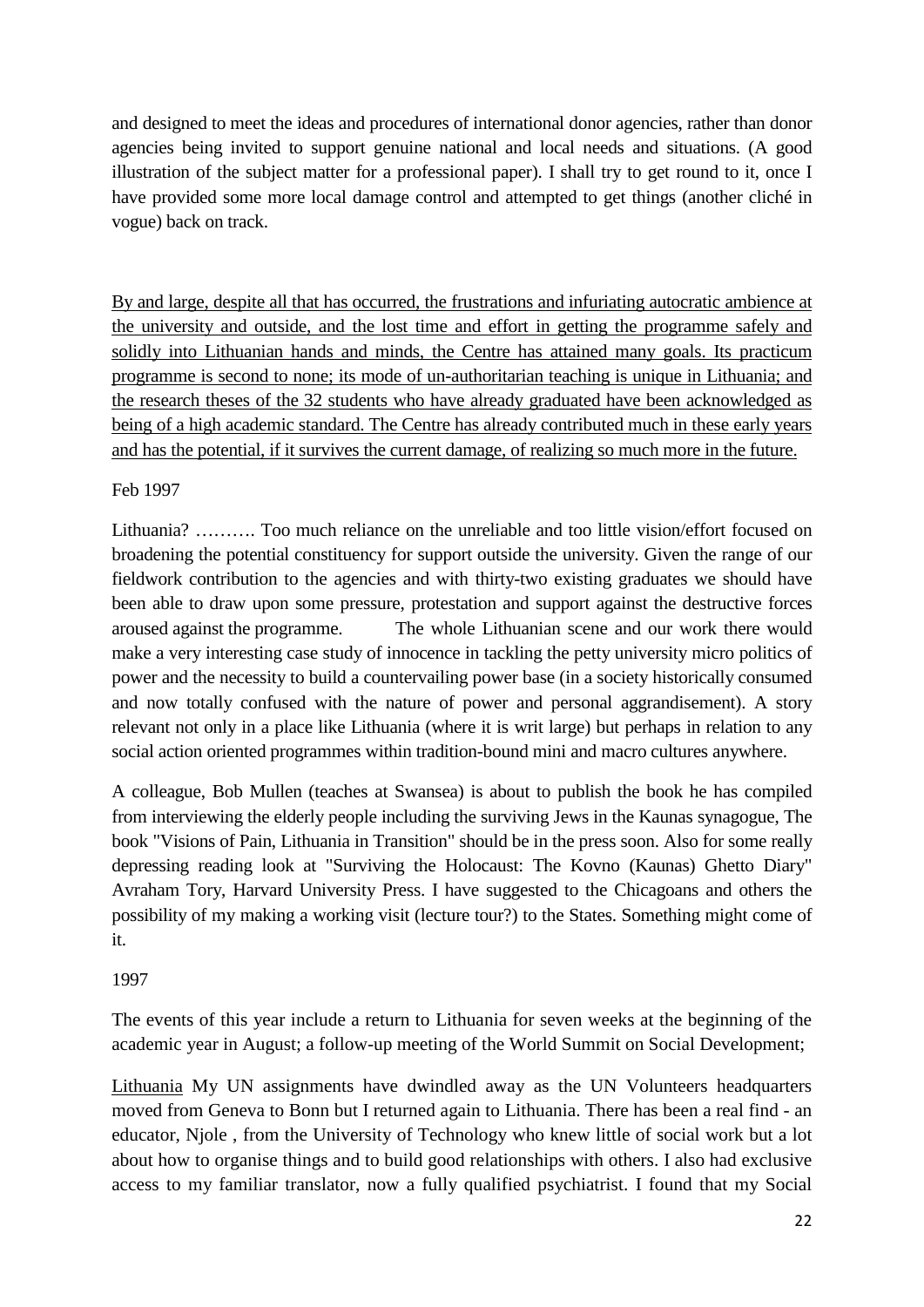and designed to meet the ideas and procedures of international donor agencies, rather than donor agencies being invited to support genuine national and local needs and situations. (A good illustration of the subject matter for a professional paper). I shall try to get round to it, once I have provided some more local damage control and attempted to get things (another cliché in vogue) back on track.

<u>By and large, despite all that has occurred, the frustrations and infuriating autocratic ambience at the university and outside, and the lost time and effort in getting the programme safely and solidly into Lithuanian hands and minds, the Centre has attained many goals. Its practicum programme is second to none; its mode of un-authoritarian teaching is unique in Lithuania; and the research theses of the 32 students who have already graduated have been acknowledged as being of a high academic standard. The Centre has already contributed much in these early years and has the potential, if it survives the current damage, of realizing so much more in the future.</u>

Feb 1997

Lithuania? ………. Too much reliance on the unreliable and too little vision/effort focused on broadening the potential constituency for support outside the university. Given the range of our fieldwork contribution to the agencies and with thirty-two existing graduates we should have been able to draw upon some pressure, protestation and support against the destructive forces aroused against the programme. The whole Lithuanian scene and our work there would make a very interesting case study of innocence in tackling the petty university micro politics of power and the necessity to build a countervailing power base (in a society historically consumed and now totally confused with the nature of power and personal aggrandisement). A story relevant not only in a place like Lithuania (where it is writ large) but perhaps in relation to any social action oriented programmes within tradition-bound mini and macro cultures anywhere.

A colleague, Bob Mullen (teaches at Swansea) is about to publish the book he has compiled from interviewing the elderly people including the surviving Jews in the Kaunas synagogue, The book "Visions of Pain, Lithuania in Transition" should be in the press soon. Also for some really depressing reading look at "Surviving the Holocaust: The Kovno (Kaunas) Ghetto Diary" Avraham Tory, Harvard University Press. I have suggested to the Chicagoans and others the possibility of my making a working visit (lecture tour?) to the States. Something might come of it.

1997

The events of this year include a return to Lithuania for seven weeks at the beginning of the academic year in August; a follow-up meeting of the World Summit on Social Development;

<u>Lithuania</u> My UN assignments have dwindled away as the UN Volunteers headquarters moved from Geneva to Bonn but I returned again to Lithuania. There has been a real find - an educator, Njole , from the University of Technology who knew little of social work but a lot about how to organise things and to build good relationships with others. I also had exclusive access to my familiar translator, now a fully qualified psychiatrist. I found that my Social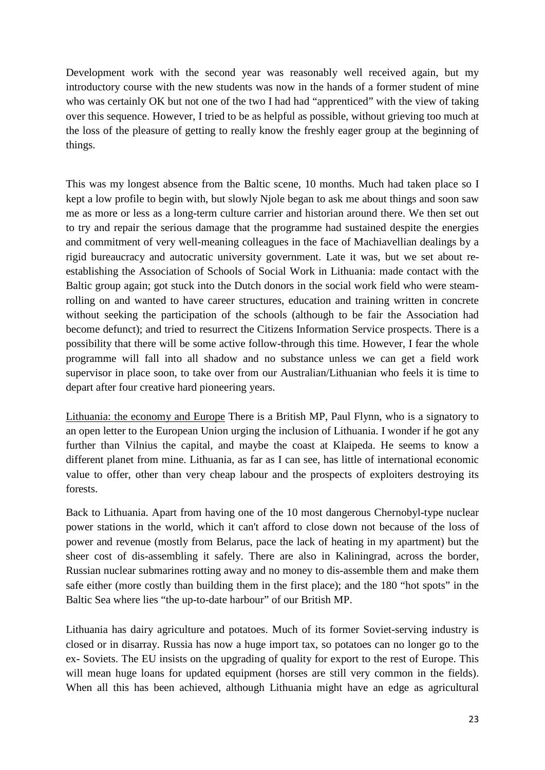Development work with the second year was reasonably well received again, but my introductory course with the new students was now in the hands of a former student of mine who was certainly OK but not one of the two I had had "apprenticed" with the view of taking over this sequence. However, I tried to be as helpful as possible, without grieving too much at the loss of the pleasure of getting to really know the freshly eager group at the beginning of things.

This was my longest absence from the Baltic scene, 10 months. Much had taken place so I kept a low profile to begin with, but slowly Njole began to ask me about things and soon saw me as more or less as a long-term culture carrier and historian around there. We then set out to try and repair the serious damage that the programme had sustained despite the energies and commitment of very well-meaning colleagues in the face of Machiavellian dealings by a rigid bureaucracy and autocratic university government. Late it was, but we set about re-establishing the Association of Schools of Social Work in Lithuania: made contact with the Baltic group again; got stuck into the Dutch donors in the social work field who were steam-rolling on and wanted to have career structures, education and training written in concrete without seeking the participation of the schools (although to be fair the Association had become defunct); and tried to resurrect the Citizens Information Service prospects. There is a possibility that there will be some active follow-through this time. However, I fear the whole programme will fall into all shadow and no substance unless we can get a field work supervisor in place soon, to take over from our Australian/Lithuanian who feels it is time to depart after four creative hard pioneering years.

<u>Lithuania: the economy and Europe</u> There is a British MP, Paul Flynn, who is a signatory to an open letter to the European Union urging the inclusion of Lithuania. I wonder if he got any further than Vilnius the capital, and maybe the coast at Klaipeda. He seems to know a different planet from mine. Lithuania, as far as I can see, has little of international economic value to offer, other than very cheap labour and the prospects of exploiters destroying its forests.

Back to Lithuania. Apart from having one of the 10 most dangerous Chernobyl-type nuclear power stations in the world, which it can't afford to close down not because of the loss of power and revenue (mostly from Belarus, pace the lack of heating in my apartment) but the sheer cost of dis-assembling it safely. There are also in Kaliningrad, across the border, Russian nuclear submarines rotting away and no money to dis-assemble them and make them safe either (more costly than building them in the first place); and the 180 "hot spots" in the Baltic Sea where lies "the up-to-date harbour" of our British MP.

Lithuania has dairy agriculture and potatoes. Much of its former Soviet-serving industry is closed or in disarray. Russia has now a huge import tax, so potatoes can no longer go to the ex- Soviets. The EU insists on the upgrading of quality for export to the rest of Europe. This will mean huge loans for updated equipment (horses are still very common in the fields). When all this has been achieved, although Lithuania might have an edge as agricultural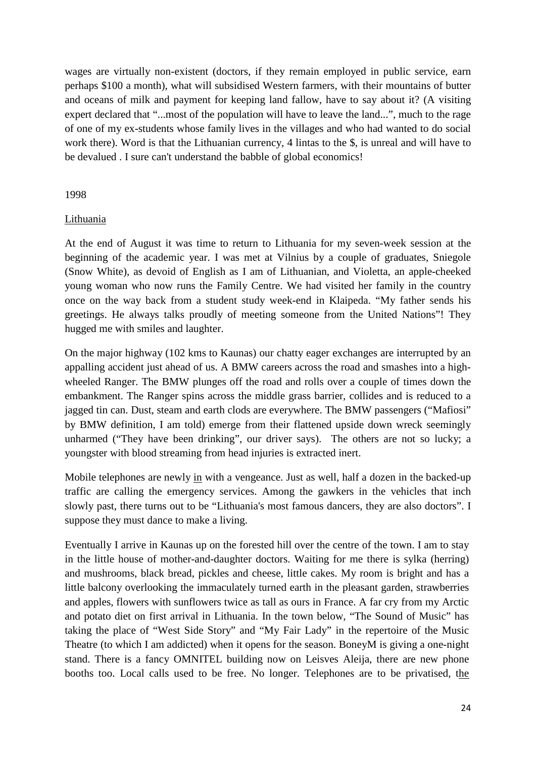wages are virtually non-existent (doctors, if they remain employed in public service, earn perhaps $100 a month), what will subsidised Western farmers, with their mountains of butter and oceans of milk and payment for keeping land fallow, have to say about it? (A visiting expert declared that "...most of the population will have to leave the land...", much to the rage of one of my ex-students whose family lives in the villages and who had wanted to do social work there). Word is that the Lithuanian currency, 4 lintas to the $, is unreal and will have to be devalued . I sure can't understand the babble of global economics!

1998

Lithuania

At the end of August it was time to return to Lithuania for my seven-week session at the beginning of the academic year. I was met at Vilnius by a couple of graduates, Sniegole (Snow White), as devoid of English as I am of Lithuanian, and Violetta, an apple-cheeked young woman who now runs the Family Centre. We had visited her family in the country once on the way back from a student study week-end in Klaipeda. "My father sends his greetings. He always talks proudly of meeting someone from the United Nations"! They hugged me with smiles and laughter.

On the major highway (102 kms to Kaunas) our chatty eager exchanges are interrupted by an appalling accident just ahead of us. A BMW careers across the road and smashes into a high-wheeled Ranger. The BMW plunges off the road and rolls over a couple of times down the embankment. The Ranger spins across the middle grass barrier, collides and is reduced to a jagged tin can. Dust, steam and earth clods are everywhere. The BMW passengers ("Mafiosi" by BMW definition, I am told) emerge from their flattened upside down wreck seemingly unharmed ("They have been drinking", our driver says). The others are not so lucky; a youngster with blood streaming from head injuries is extracted inert.

Mobile telephones are newly in with a vengeance. Just as well, half a dozen in the backed-up traffic are calling the emergency services. Among the gawkers in the vehicles that inch slowly past, there turns out to be "Lithuania's most famous dancers, they are also doctors". I suppose they must dance to make a living.

Eventually I arrive in Kaunas up on the forested hill over the centre of the town. I am to stay in the little house of mother-and-daughter doctors. Waiting for me there is sylka (herring) and mushrooms, black bread, pickles and cheese, little cakes. My room is bright and has a little balcony overlooking the immaculately turned earth in the pleasant garden, strawberries and apples, flowers with sunflowers twice as tall as ours in France. A far cry from my Arctic and potato diet on first arrival in Lithuania. In the town below, "The Sound of Music" has taking the place of "West Side Story" and "My Fair Lady" in the repertoire of the Music Theatre (to which I am addicted) when it opens for the season. BoneyM is giving a one-night stand. There is a fancy OMNITEL building now on Leisves Aleija, there are new phone booths too. Local calls used to be free. No longer. Telephones are to be privatised, the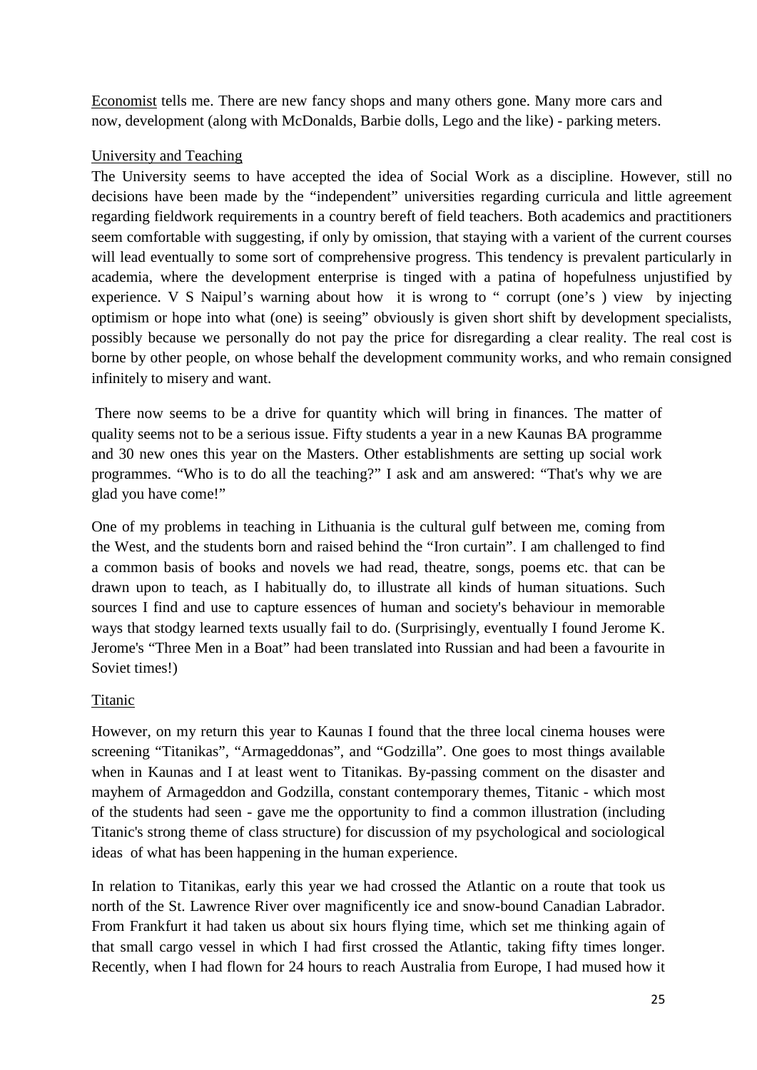Economist tells me. There are new fancy shops and many others gone. Many more cars and now, development (along with McDonalds, Barbie dolls, Lego and the like) - parking meters.

## University and Teaching

The University seems to have accepted the idea of Social Work as a discipline. However, still no decisions have been made by the "independent" universities regarding curricula and little agreement regarding fieldwork requirements in a country bereft of field teachers. Both academics and practitioners seem comfortable with suggesting, if only by omission, that staying with a varient of the current courses will lead eventually to some sort of comprehensive progress. This tendency is prevalent particularly in academia, where the development enterprise is tinged with a patina of hopefulness unjustified by experience. V S Naipul's warning about how it is wrong to " corrupt (one's ) view by injecting optimism or hope into what (one) is seeing" obviously is given short shift by development specialists, possibly because we personally do not pay the price for disregarding a clear reality. The real cost is borne by other people, on whose behalf the development community works, and who remain consigned infinitely to misery and want.

There now seems to be a drive for quantity which will bring in finances. The matter of quality seems not to be a serious issue. Fifty students a year in a new Kaunas BA programme and 30 new ones this year on the Masters. Other establishments are setting up social work programmes. "Who is to do all the teaching?" I ask and am answered: "That's why we are glad you have come!"

One of my problems in teaching in Lithuania is the cultural gulf between me, coming from the West, and the students born and raised behind the "Iron curtain". I am challenged to find a common basis of books and novels we had read, theatre, songs, poems etc. that can be drawn upon to teach, as I habitually do, to illustrate all kinds of human situations. Such sources I find and use to capture essences of human and society's behaviour in memorable ways that stodgy learned texts usually fail to do. (Surprisingly, eventually I found Jerome K. Jerome's "Three Men in a Boat" had been translated into Russian and had been a favourite in Soviet times!)

## Titanic

However, on my return this year to Kaunas I found that the three local cinema houses were screening "Titanikas", "Armageddonas", and "Godzilla". One goes to most things available when in Kaunas and I at least went to Titanikas. By-passing comment on the disaster and mayhem of Armageddon and Godzilla, constant contemporary themes, Titanic - which most of the students had seen - gave me the opportunity to find a common illustration (including Titanic's strong theme of class structure) for discussion of my psychological and sociological ideas of what has been happening in the human experience.

In relation to Titanikas, early this year we had crossed the Atlantic on a route that took us north of the St. Lawrence River over magnificently ice and snow-bound Canadian Labrador. From Frankfurt it had taken us about six hours flying time, which set me thinking again of that small cargo vessel in which I had first crossed the Atlantic, taking fifty times longer. Recently, when I had flown for 24 hours to reach Australia from Europe, I had mused how it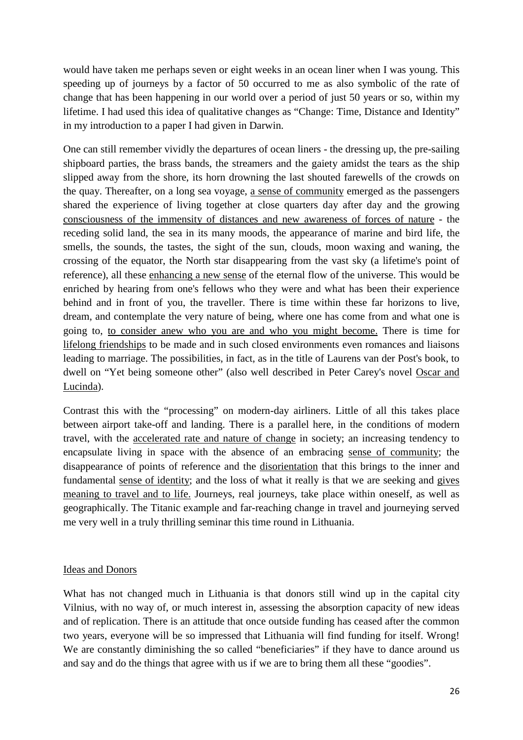would have taken me perhaps seven or eight weeks in an ocean liner when I was young. This speeding up of journeys by a factor of 50 occurred to me as also symbolic of the rate of change that has been happening in our world over a period of just 50 years or so, within my lifetime. I had used this idea of qualitative changes as "Change: Time, Distance and Identity" in my introduction to a paper I had given in Darwin.

One can still remember vividly the departures of ocean liners - the dressing up, the pre-sailing shipboard parties, the brass bands, the streamers and the gaiety amidst the tears as the ship slipped away from the shore, its horn drowning the last shouted farewells of the crowds on the quay. Thereafter, on a long sea voyage, <u>a sense of community</u> emerged as the passengers shared the experience of living together at close quarters day after day and the growing <u>consciousness of the immensity of distances and new awareness of forces of nature</u> - the receding solid land, the sea in its many moods, the appearance of marine and bird life, the smells, the sounds, the tastes, the sight of the sun, clouds, moon waxing and waning, the crossing of the equator, the North star disappearing from the vast sky (a lifetime's point of reference), all these <u>enhancing a new sense</u> of the eternal flow of the universe. This would be enriched by hearing from one's fellows who they were and what has been their experience behind and in front of you, the traveller. There is time within these far horizons to live, dream, and contemplate the very nature of being, where one has come from and what one is going to, <u>to consider anew who you are and who you might become.</u> There is time for <u>lifelong friendships</u> to be made and in such closed environments even romances and liaisons leading to marriage. The possibilities, in fact, as in the title of Laurens van der Post's book, to dwell on "Yet being someone other" (also well described in Peter Carey's novel <u>Oscar and Lucinda</u>).

Contrast this with the "processing" on modern-day airliners. Little of all this takes place between airport take-off and landing. There is a parallel here, in the conditions of modern travel, with the <u>accelerated rate and nature of change</u> in society; an increasing tendency to encapsulate living in space with the absence of an embracing <u>sense of community</u>; the disappearance of points of reference and the <u>disorientation</u> that this brings to the inner and fundamental <u>sense of identity</u>; and the loss of what it really is that we are seeking and <u>gives meaning to travel and to life.</u> Journeys, real journeys, take place within oneself, as well as geographically. The Titanic example and far-reaching change in travel and journeying served me very well in a truly thrilling seminar this time round in Lithuania.

## <u>Ideas and Donors</u>

What has not changed much in Lithuania is that donors still wind up in the capital city Vilnius, with no way of, or much interest in, assessing the absorption capacity of new ideas and of replication. There is an attitude that once outside funding has ceased after the common two years, everyone will be so impressed that Lithuania will find funding for itself. Wrong! We are constantly diminishing the so called "beneficiaries" if they have to dance around us and say and do the things that agree with us if we are to bring them all these "goodies".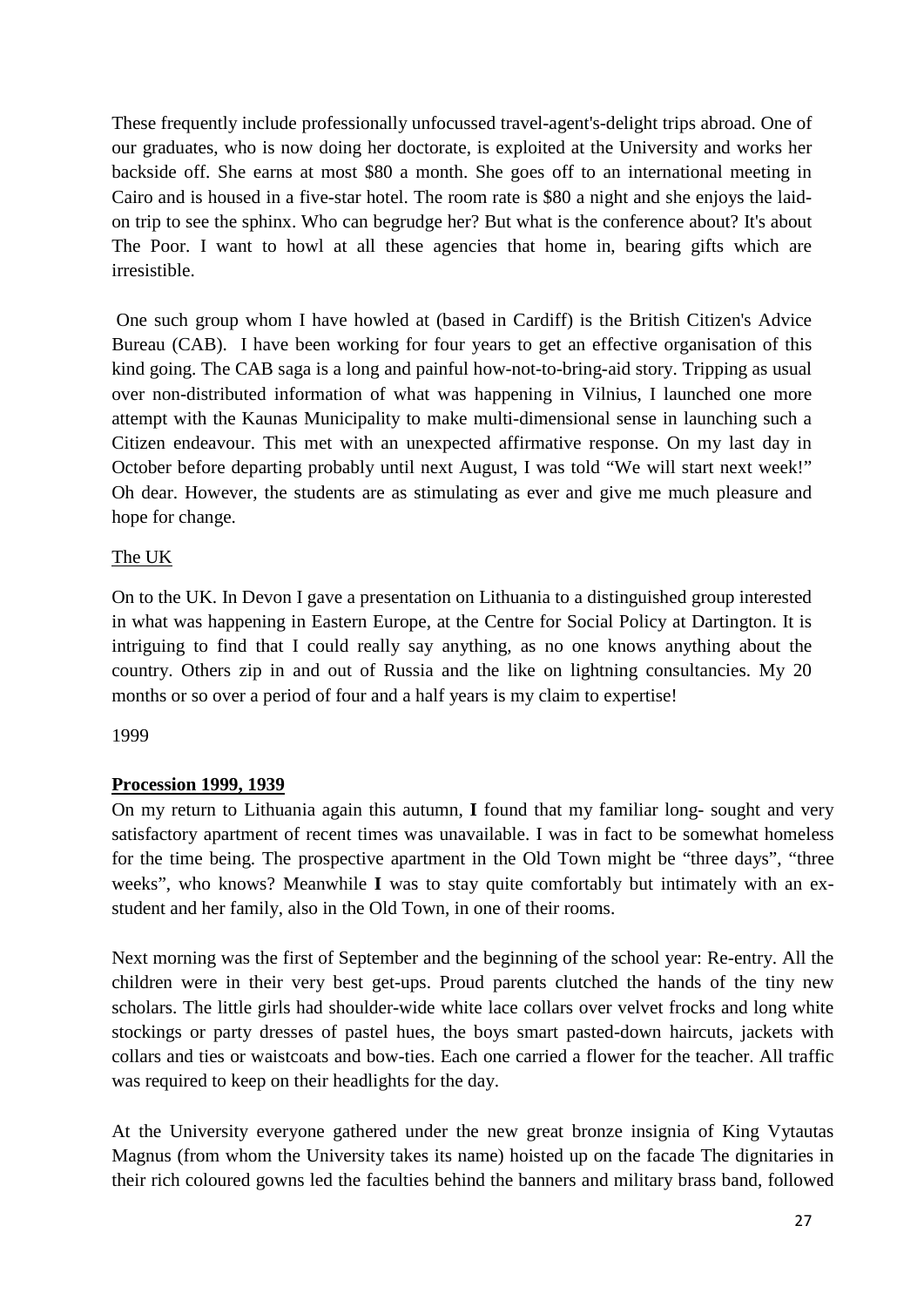These frequently include professionally unfocussed travel-agent's-delight trips abroad. One of our graduates, who is now doing her doctorate, is exploited at the University and works her backside off. She earns at most $80 a month. She goes off to an international meeting in Cairo and is housed in a five-star hotel. The room rate is $80 a night and she enjoys the laid-on trip to see the sphinx. Who can begrudge her? But what is the conference about? It's about The Poor. I want to howl at all these agencies that home in, bearing gifts which are irresistible.

One such group whom I have howled at (based in Cardiff) is the British Citizen's Advice Bureau (CAB). I have been working for four years to get an effective organisation of this kind going. The CAB saga is a long and painful how-not-to-bring-aid story. Tripping as usual over non-distributed information of what was happening in Vilnius, I launched one more attempt with the Kaunas Municipality to make multi-dimensional sense in launching such a Citizen endeavour. This met with an unexpected affirmative response. On my last day in October before departing probably until next August, I was told "We will start next week!" Oh dear. However, the students are as stimulating as ever and give me much pleasure and hope for change.

The UK

On to the UK. In Devon I gave a presentation on Lithuania to a distinguished group interested in what was happening in Eastern Europe, at the Centre for Social Policy at Dartington. It is intriguing to find that I could really say anything, as no one knows anything about the country. Others zip in and out of Russia and the like on lightning consultancies. My 20 months or so over a period of four and a half years is my claim to expertise!

1999

**Procession 1999, 1939**

On my return to Lithuania again this autumn, **I** found that my familiar long- sought and very satisfactory apartment of recent times was unavailable. I was in fact to be somewhat homeless for the time being. The prospective apartment in the Old Town might be "three days", "three weeks", who knows? Meanwhile **I** was to stay quite comfortably but intimately with an ex-student and her family, also in the Old Town, in one of their rooms.

Next morning was the first of September and the beginning of the school year: Re-entry. All the children were in their very best get-ups. Proud parents clutched the hands of the tiny new scholars. The little girls had shoulder-wide white lace collars over velvet frocks and long white stockings or party dresses of pastel hues, the boys smart pasted-down haircuts, jackets with collars and ties or waistcoats and bow-ties. Each one carried a flower for the teacher. All traffic was required to keep on their headlights for the day.

At the University everyone gathered under the new great bronze insignia of King Vytautas Magnus (from whom the University takes its name) hoisted up on the facade The dignitaries in their rich coloured gowns led the faculties behind the banners and military brass band, followed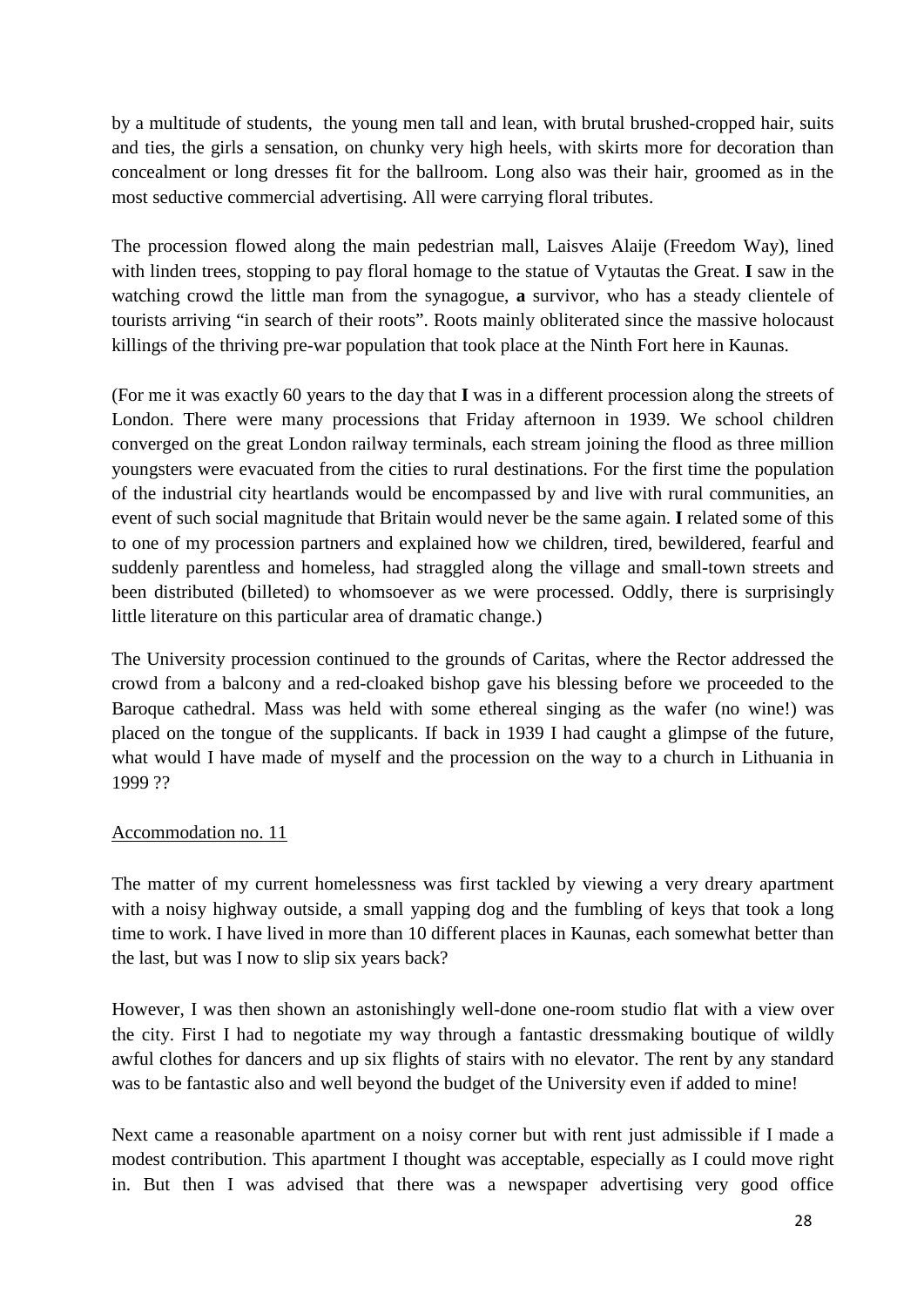by a multitude of students, the young men tall and lean, with brutal brushed-cropped hair, suits and ties, the girls a sensation, on chunky very high heels, with skirts more for decoration than concealment or long dresses fit for the ballroom. Long also was their hair, groomed as in the most seductive commercial advertising. All were carrying floral tributes.

The procession flowed along the main pedestrian mall, Laisves Alaije (Freedom Way), lined with linden trees, stopping to pay floral homage to the statue of Vytautas the Great. **I** saw in the watching crowd the little man from the synagogue, **a** survivor, who has a steady clientele of tourists arriving "in search of their roots". Roots mainly obliterated since the massive holocaust killings of the thriving pre-war population that took place at the Ninth Fort here in Kaunas.

(For me it was exactly 60 years to the day that **I** was in a different procession along the streets of London. There were many processions that Friday afternoon in 1939. We school children converged on the great London railway terminals, each stream joining the flood as three million youngsters were evacuated from the cities to rural destinations. For the first time the population of the industrial city heartlands would be encompassed by and live with rural communities, an event of such social magnitude that Britain would never be the same again. **I** related some of this to one of my procession partners and explained how we children, tired, bewildered, fearful and suddenly parentless and homeless, had straggled along the village and small-town streets and been distributed (billeted) to whomsoever as we were processed. Oddly, there is surprisingly little literature on this particular area of dramatic change.)

The University procession continued to the grounds of Caritas, where the Rector addressed the crowd from a balcony and a red-cloaked bishop gave his blessing before we proceeded to the Baroque cathedral. Mass was held with some ethereal singing as the wafer (no wine!) was placed on the tongue of the supplicants. If back in 1939 I had caught a glimpse of the future, what would I have made of myself and the procession on the way to a church in Lithuania in 1999 ??

<u>Accommodation no. 11</u>

The matter of my current homelessness was first tackled by viewing a very dreary apartment with a noisy highway outside, a small yapping dog and the fumbling of keys that took a long time to work. I have lived in more than 10 different places in Kaunas, each somewhat better than the last, but was I now to slip six years back?

However, I was then shown an astonishingly well-done one-room studio flat with a view over the city. First I had to negotiate my way through a fantastic dressmaking boutique of wildly awful clothes for dancers and up six flights of stairs with no elevator. The rent by any standard was to be fantastic also and well beyond the budget of the University even if added to mine!

Next came a reasonable apartment on a noisy corner but with rent just admissible if I made a modest contribution. This apartment I thought was acceptable, especially as I could move right in. But then I was advised that there was a newspaper advertising very good office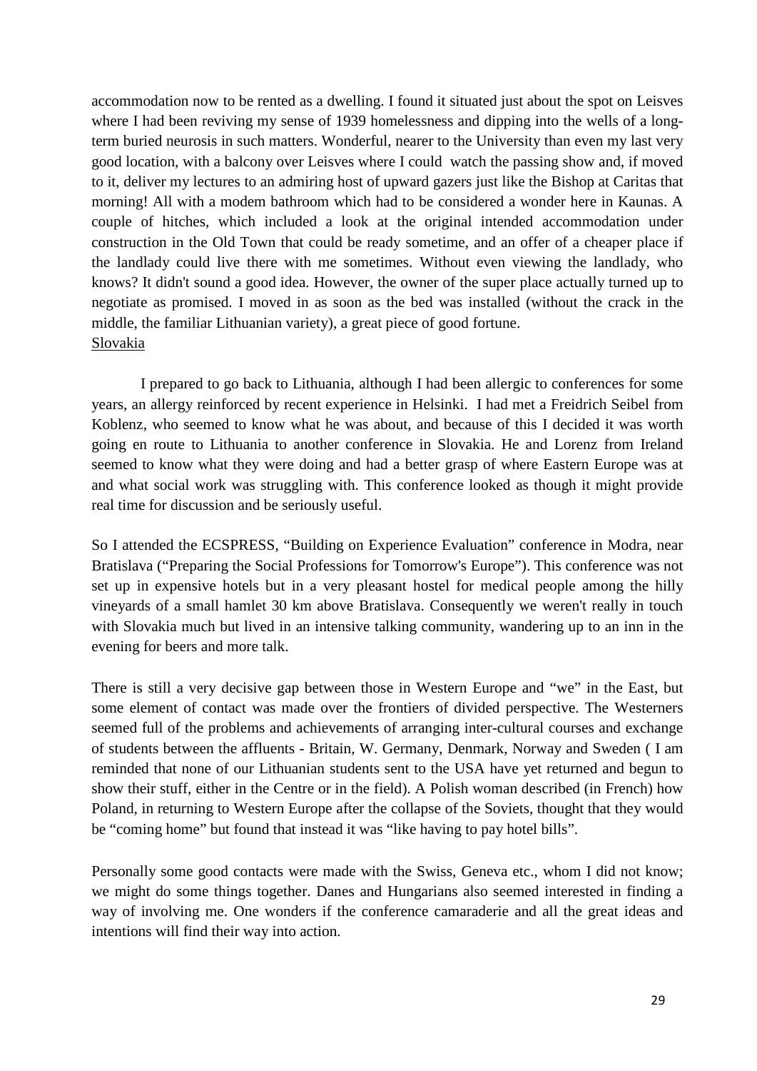accommodation now to be rented as a dwelling. I found it situated just about the spot on Leisves where I had been reviving my sense of 1939 homelessness and dipping into the wells of a long-term buried neurosis in such matters. Wonderful, nearer to the University than even my last very good location, with a balcony over Leisves where I could watch the passing show and, if moved to it, deliver my lectures to an admiring host of upward gazers just like the Bishop at Caritas that morning! All with a modem bathroom which had to be considered a wonder here in Kaunas. A couple of hitches, which included a look at the original intended accommodation under construction in the Old Town that could be ready sometime, and an offer of a cheaper place if the landlady could live there with me sometimes. Without even viewing the landlady, who knows? It didn't sound a good idea. However, the owner of the super place actually turned up to negotiate as promised. I moved in as soon as the bed was installed (without the crack in the middle, the familiar Lithuanian variety), a great piece of good fortune.

<u>Slovakia</u>

I prepared to go back to Lithuania, although I had been allergic to conferences for some years, an allergy reinforced by recent experience in Helsinki. I had met a Freidrich Seibel from Koblenz, who seemed to know what he was about, and because of this I decided it was worth going en route to Lithuania to another conference in Slovakia. He and Lorenz from Ireland seemed to know what they were doing and had a better grasp of where Eastern Europe was at and what social work was struggling with. This conference looked as though it might provide real time for discussion and be seriously useful.

So I attended the ECSPRESS, "Building on Experience Evaluation" conference in Modra, near Bratislava ("Preparing the Social Professions for Tomorrow's Europe"). This conference was not set up in expensive hotels but in a very pleasant hostel for medical people among the hilly vineyards of a small hamlet 30 km above Bratislava. Consequently we weren't really in touch with Slovakia much but lived in an intensive talking community, wandering up to an inn in the evening for beers and more talk.

There is still a very decisive gap between those in Western Europe and "we" in the East, but some element of contact was made over the frontiers of divided perspective. The Westerners seemed full of the problems and achievements of arranging inter-cultural courses and exchange of students between the affluents - Britain, W. Germany, Denmark, Norway and Sweden ( I am reminded that none of our Lithuanian students sent to the USA have yet returned and begun to show their stuff, either in the Centre or in the field). A Polish woman described (in French) how Poland, in returning to Western Europe after the collapse of the Soviets, thought that they would be "coming home" but found that instead it was "like having to pay hotel bills".

Personally some good contacts were made with the Swiss, Geneva etc., whom I did not know; we might do some things together. Danes and Hungarians also seemed interested in finding a way of involving me. One wonders if the conference camaraderie and all the great ideas and intentions will find their way into action.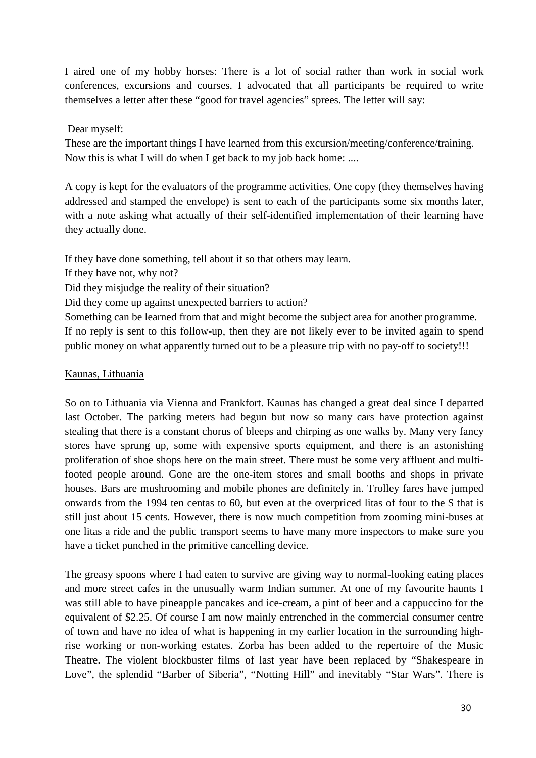I aired one of my hobby horses: There is a lot of social rather than work in social work conferences, excursions and courses. I advocated that all participants be required to write themselves a letter after these "good for travel agencies" sprees. The letter will say:

Dear myself:
These are the important things I have learned from this excursion/meeting/conference/training.
Now this is what I will do when I get back to my job back home: ....

A copy is kept for the evaluators of the programme activities. One copy (they themselves having addressed and stamped the envelope) is sent to each of the participants some six months later, with a note asking what actually of their self-identified implementation of their learning have they actually done.

If they have done something, tell about it so that others may learn.
If they have not, why not?
Did they misjudge the reality of their situation?
Did they come up against unexpected barriers to action?
Something can be learned from that and might become the subject area for another programme.
If no reply is sent to this follow-up, then they are not likely ever to be invited again to spend public money on what apparently turned out to be a pleasure trip with no pay-off to society!!!

<u>Kaunas, Lithuania</u>

So on to Lithuania via Vienna and Frankfort. Kaunas has changed a great deal since I departed last October. The parking meters had begun but now so many cars have protection against stealing that there is a constant chorus of bleeps and chirping as one walks by. Many very fancy stores have sprung up, some with expensive sports equipment, and there is an astonishing proliferation of shoe shops here on the main street. There must be some very affluent and multi-footed people around. Gone are the one-item stores and small booths and shops in private houses. Bars are mushrooming and mobile phones are definitely in. Trolley fares have jumped onwards from the 1994 ten centas to 60, but even at the overpriced litas of four to the $ that is still just about 15 cents. However, there is now much competition from zooming mini-buses at one litas a ride and the public transport seems to have many more inspectors to make sure you have a ticket punched in the primitive cancelling device.

The greasy spoons where I had eaten to survive are giving way to normal-looking eating places and more street cafes in the unusually warm Indian summer. At one of my favourite haunts I was still able to have pineapple pancakes and ice-cream, a pint of beer and a cappuccino for the equivalent of $2.25. Of course I am now mainly entrenched in the commercial consumer centre of town and have no idea of what is happening in my earlier location in the surrounding high-rise working or non-working estates. Zorba has been added to the repertoire of the Music Theatre. The violent blockbuster films of last year have been replaced by "Shakespeare in Love", the splendid "Barber of Siberia", "Notting Hill" and inevitably "Star Wars". There is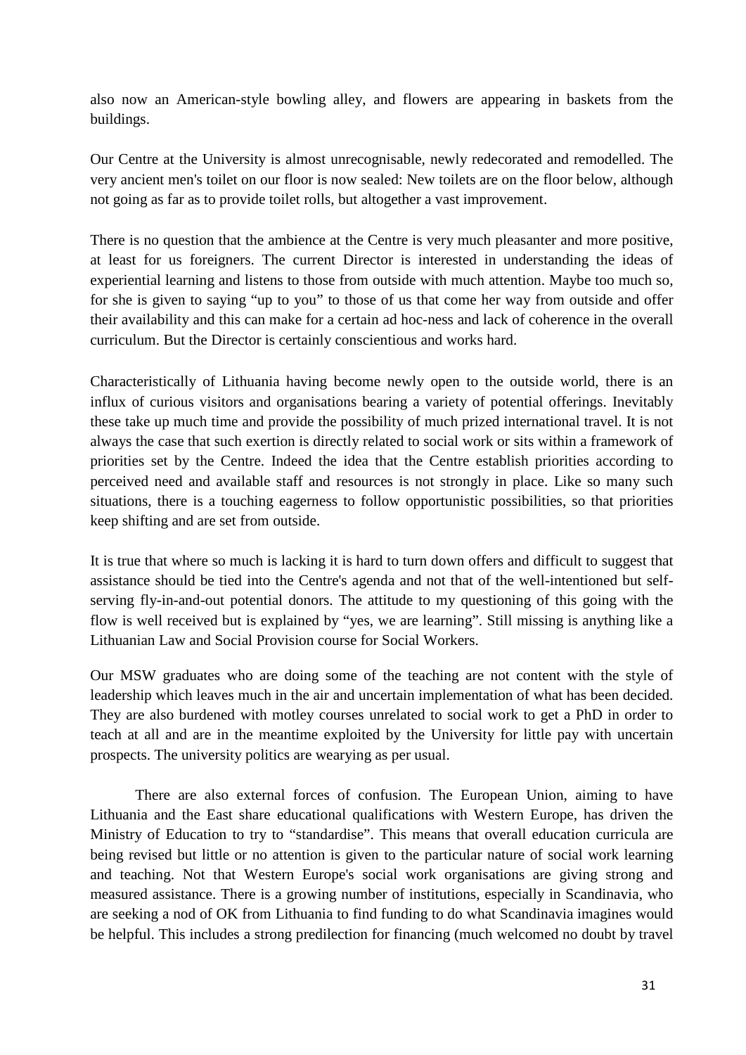also now an American-style bowling alley, and flowers are appearing in baskets from the buildings.

Our Centre at the University is almost unrecognisable, newly redecorated and remodelled. The very ancient men's toilet on our floor is now sealed: New toilets are on the floor below, although not going as far as to provide toilet rolls, but altogether a vast improvement.

There is no question that the ambience at the Centre is very much pleasanter and more positive, at least for us foreigners. The current Director is interested in understanding the ideas of experiential learning and listens to those from outside with much attention. Maybe too much so, for she is given to saying "up to you" to those of us that come her way from outside and offer their availability and this can make for a certain ad hoc-ness and lack of coherence in the overall curriculum. But the Director is certainly conscientious and works hard.

Characteristically of Lithuania having become newly open to the outside world, there is an influx of curious visitors and organisations bearing a variety of potential offerings. Inevitably these take up much time and provide the possibility of much prized international travel. It is not always the case that such exertion is directly related to social work or sits within a framework of priorities set by the Centre. Indeed the idea that the Centre establish priorities according to perceived need and available staff and resources is not strongly in place. Like so many such situations, there is a touching eagerness to follow opportunistic possibilities, so that priorities keep shifting and are set from outside.

It is true that where so much is lacking it is hard to turn down offers and difficult to suggest that assistance should be tied into the Centre's agenda and not that of the well-intentioned but self-serving fly-in-and-out potential donors. The attitude to my questioning of this going with the flow is well received but is explained by "yes, we are learning". Still missing is anything like a Lithuanian Law and Social Provision course for Social Workers.

Our MSW graduates who are doing some of the teaching are not content with the style of leadership which leaves much in the air and uncertain implementation of what has been decided. They are also burdened with motley courses unrelated to social work to get a PhD in order to teach at all and are in the meantime exploited by the University for little pay with uncertain prospects. The university politics are wearying as per usual.

There are also external forces of confusion. The European Union, aiming to have Lithuania and the East share educational qualifications with Western Europe, has driven the Ministry of Education to try to "standardise". This means that overall education curricula are being revised but little or no attention is given to the particular nature of social work learning and teaching. Not that Western Europe's social work organisations are giving strong and measured assistance. There is a growing number of institutions, especially in Scandinavia, who are seeking a nod of OK from Lithuania to find funding to do what Scandinavia imagines would be helpful. This includes a strong predilection for financing (much welcomed no doubt by travel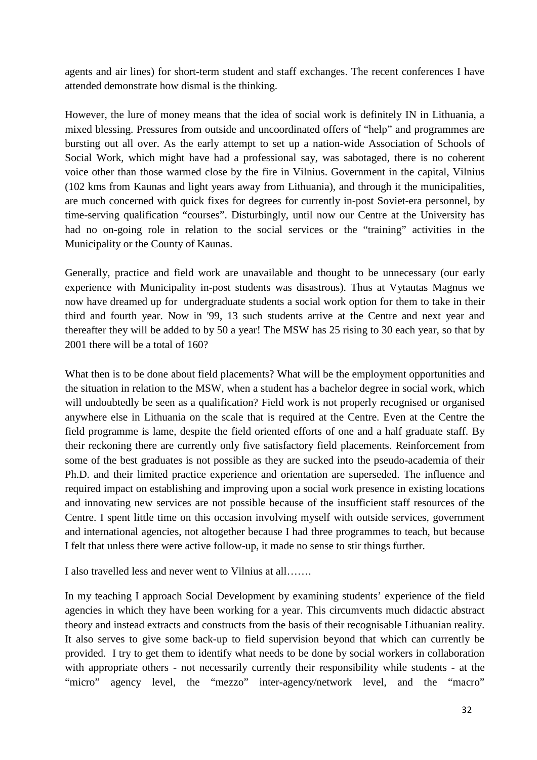agents and air lines) for short-term student and staff exchanges. The recent conferences I have attended demonstrate how dismal is the thinking.

However, the lure of money means that the idea of social work is definitely IN in Lithuania, a mixed blessing. Pressures from outside and uncoordinated offers of "help" and programmes are bursting out all over. As the early attempt to set up a nation-wide Association of Schools of Social Work, which might have had a professional say, was sabotaged, there is no coherent voice other than those warmed close by the fire in Vilnius. Government in the capital, Vilnius (102 kms from Kaunas and light years away from Lithuania), and through it the municipalities, are much concerned with quick fixes for degrees for currently in-post Soviet-era personnel, by time-serving qualification "courses". Disturbingly, until now our Centre at the University has had no on-going role in relation to the social services or the "training" activities in the Municipality or the County of Kaunas.

Generally, practice and field work are unavailable and thought to be unnecessary (our early experience with Municipality in-post students was disastrous). Thus at Vytautas Magnus we now have dreamed up for undergraduate students a social work option for them to take in their third and fourth year. Now in '99, 13 such students arrive at the Centre and next year and thereafter they will be added to by 50 a year! The MSW has 25 rising to 30 each year, so that by 2001 there will be a total of 160?

What then is to be done about field placements? What will be the employment opportunities and the situation in relation to the MSW, when a student has a bachelor degree in social work, which will undoubtedly be seen as a qualification? Field work is not properly recognised or organised anywhere else in Lithuania on the scale that is required at the Centre. Even at the Centre the field programme is lame, despite the field oriented efforts of one and a half graduate staff. By their reckoning there are currently only five satisfactory field placements. Reinforcement from some of the best graduates is not possible as they are sucked into the pseudo-academia of their Ph.D. and their limited practice experience and orientation are superseded. The influence and required impact on establishing and improving upon a social work presence in existing locations and innovating new services are not possible because of the insufficient staff resources of the Centre. I spent little time on this occasion involving myself with outside services, government and international agencies, not altogether because I had three programmes to teach, but because I felt that unless there were active follow-up, it made no sense to stir things further.

I also travelled less and never went to Vilnius at all…….

In my teaching I approach Social Development by examining students' experience of the field agencies in which they have been working for a year. This circumvents much didactic abstract theory and instead extracts and constructs from the basis of their recognisable Lithuanian reality. It also serves to give some back-up to field supervision beyond that which can currently be provided. I try to get them to identify what needs to be done by social workers in collaboration with appropriate others - not necessarily currently their responsibility while students - at the "micro" agency level, the "mezzo" inter-agency/network level, and the "macro"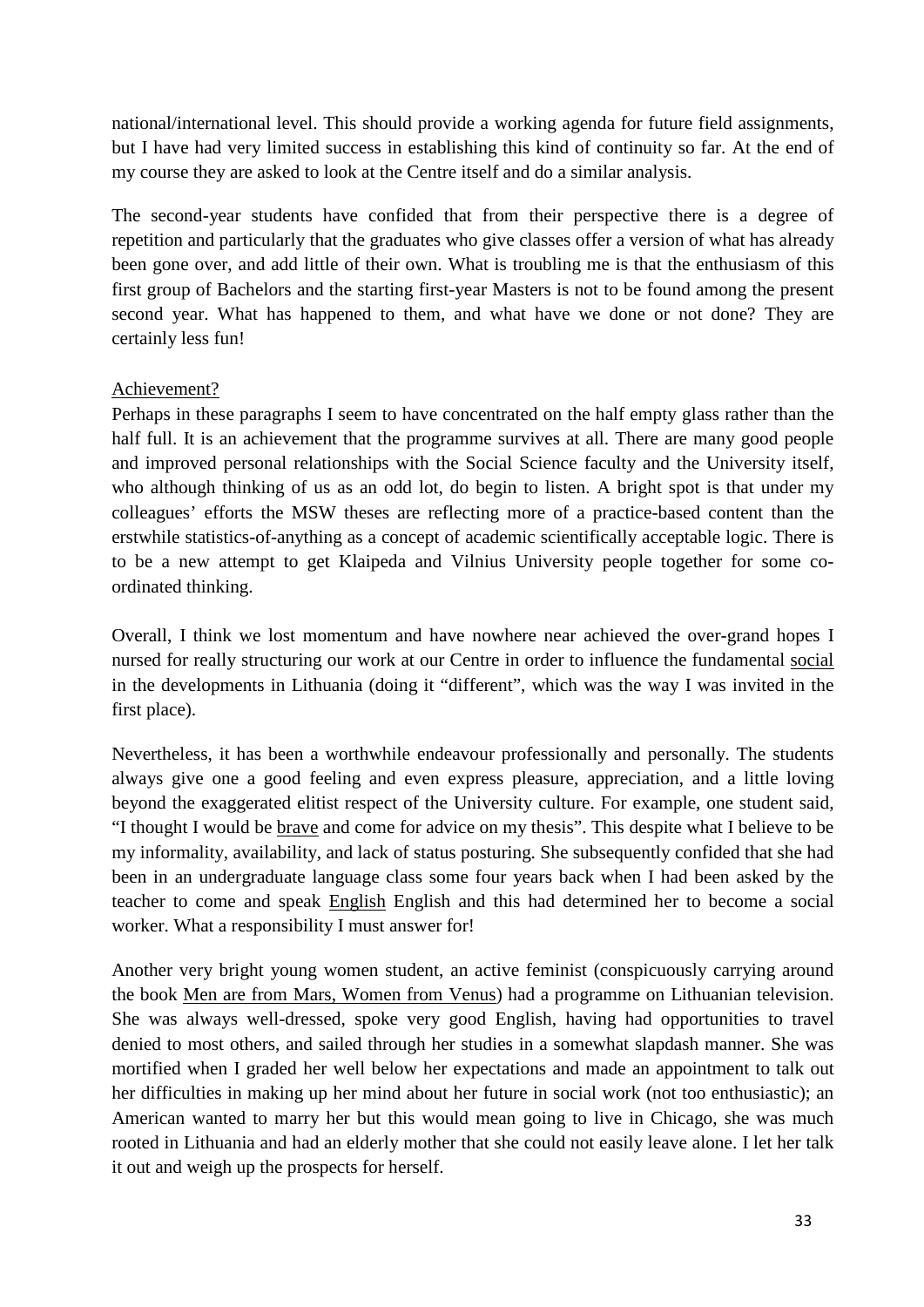national/international level. This should provide a working agenda for future field assignments, but I have had very limited success in establishing this kind of continuity so far. At the end of my course they are asked to look at the Centre itself and do a similar analysis.

The second-year students have confided that from their perspective there is a degree of repetition and particularly that the graduates who give classes offer a version of what has already been gone over, and add little of their own. What is troubling me is that the enthusiasm of this first group of Bachelors and the starting first-year Masters is not to be found among the present second year. What has happened to them, and what have we done or not done? They are certainly less fun!

<u>Achievement?</u>

Perhaps in these paragraphs I seem to have concentrated on the half empty glass rather than the half full. It is an achievement that the programme survives at all. There are many good people and improved personal relationships with the Social Science faculty and the University itself, who although thinking of us as an odd lot, do begin to listen. A bright spot is that under my colleagues' efforts the MSW theses are reflecting more of a practice-based content than the erstwhile statistics-of-anything as a concept of academic scientifically acceptable logic. There is to be a new attempt to get Klaipeda and Vilnius University people together for some co-ordinated thinking.

Overall, I think we lost momentum and have nowhere near achieved the over-grand hopes I nursed for really structuring our work at our Centre in order to influence the fundamental <u>social</u> in the developments in Lithuania (doing it "different", which was the way I was invited in the first place).

Nevertheless, it has been a worthwhile endeavour professionally and personally. The students always give one a good feeling and even express pleasure, appreciation, and a little loving beyond the exaggerated elitist respect of the University culture. For example, one student said, "I thought I would be <u>brave</u> and come for advice on my thesis". This despite what I believe to be my informality, availability, and lack of status posturing. She subsequently confided that she had been in an undergraduate language class some four years back when I had been asked by the teacher to come and speak <u>English</u> English and this had determined her to become a social worker. What a responsibility I must answer for!

Another very bright young women student, an active feminist (conspicuously carrying around the book <u>Men are from Mars, Women from Venus</u>) had a programme on Lithuanian television. She was always well-dressed, spoke very good English, having had opportunities to travel denied to most others, and sailed through her studies in a somewhat slapdash manner. She was mortified when I graded her well below her expectations and made an appointment to talk out her difficulties in making up her mind about her future in social work (not too enthusiastic); an American wanted to marry her but this would mean going to live in Chicago, she was much rooted in Lithuania and had an elderly mother that she could not easily leave alone. I let her talk it out and weigh up the prospects for herself.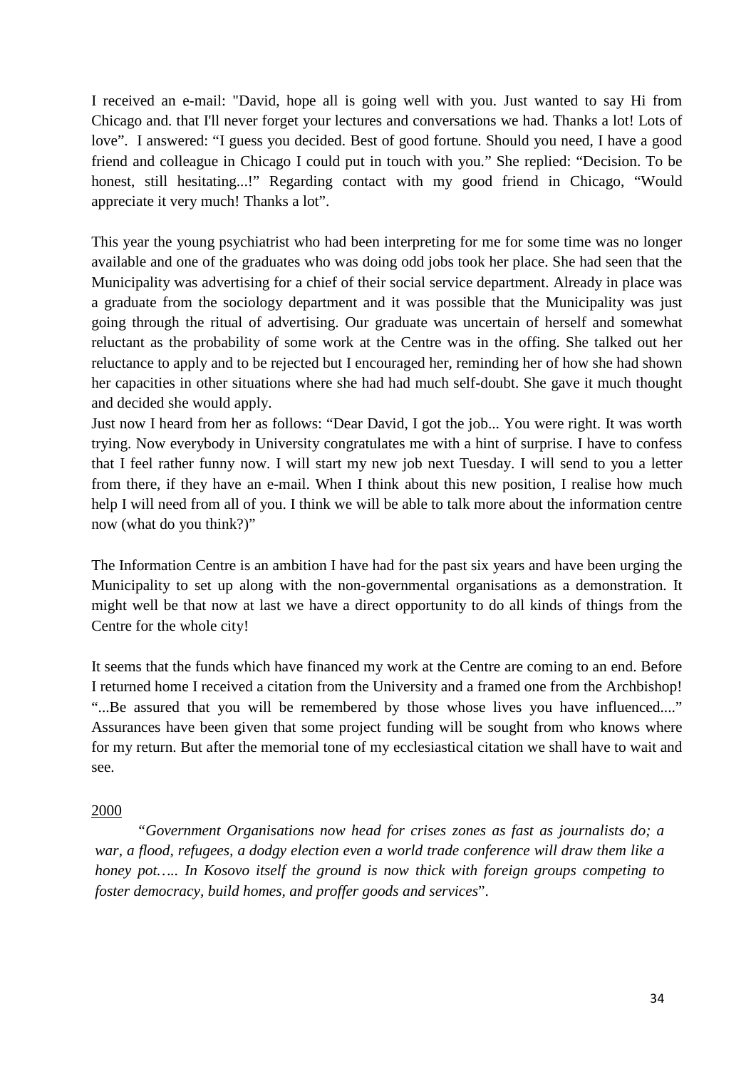I received an e-mail: "David, hope all is going well with you. Just wanted to say Hi from Chicago and. that I'll never forget your lectures and conversations we had. Thanks a lot! Lots of love". I answered: "I guess you decided. Best of good fortune. Should you need, I have a good friend and colleague in Chicago I could put in touch with you." She replied: "Decision. To be honest, still hesitating...!" Regarding contact with my good friend in Chicago, "Would appreciate it very much! Thanks a lot".

This year the young psychiatrist who had been interpreting for me for some time was no longer available and one of the graduates who was doing odd jobs took her place. She had seen that the Municipality was advertising for a chief of their social service department. Already in place was a graduate from the sociology department and it was possible that the Municipality was just going through the ritual of advertising. Our graduate was uncertain of herself and somewhat reluctant as the probability of some work at the Centre was in the offing. She talked out her reluctance to apply and to be rejected but I encouraged her, reminding her of how she had shown her capacities in other situations where she had had much self-doubt. She gave it much thought and decided she would apply.
Just now I heard from her as follows: "Dear David, I got the job... You were right. It was worth trying. Now everybody in University congratulates me with a hint of surprise. I have to confess that I feel rather funny now. I will start my new job next Tuesday. I will send to you a letter from there, if they have an e-mail. When I think about this new position, I realise how much help I will need from all of you. I think we will be able to talk more about the information centre now (what do you think?)"

The Information Centre is an ambition I have had for the past six years and have been urging the Municipality to set up along with the non-governmental organisations as a demonstration. It might well be that now at last we have a direct opportunity to do all kinds of things from the Centre for the whole city!

It seems that the funds which have financed my work at the Centre are coming to an end. Before I returned home I received a citation from the University and a framed one from the Archbishop! "...Be assured that you will be remembered by those whose lives you have influenced...." Assurances have been given that some project funding will be sought from who knows where for my return. But after the memorial tone of my ecclesiastical citation we shall have to wait and see.

2000

> "*Government Organisations now head for crises zones as fast as journalists do; a war, a flood, refugees, a dodgy election even a world trade conference will draw them like a honey pot….. In Kosovo itself the ground is now thick with foreign groups competing to foster democracy, build homes, and proffer goods and services*".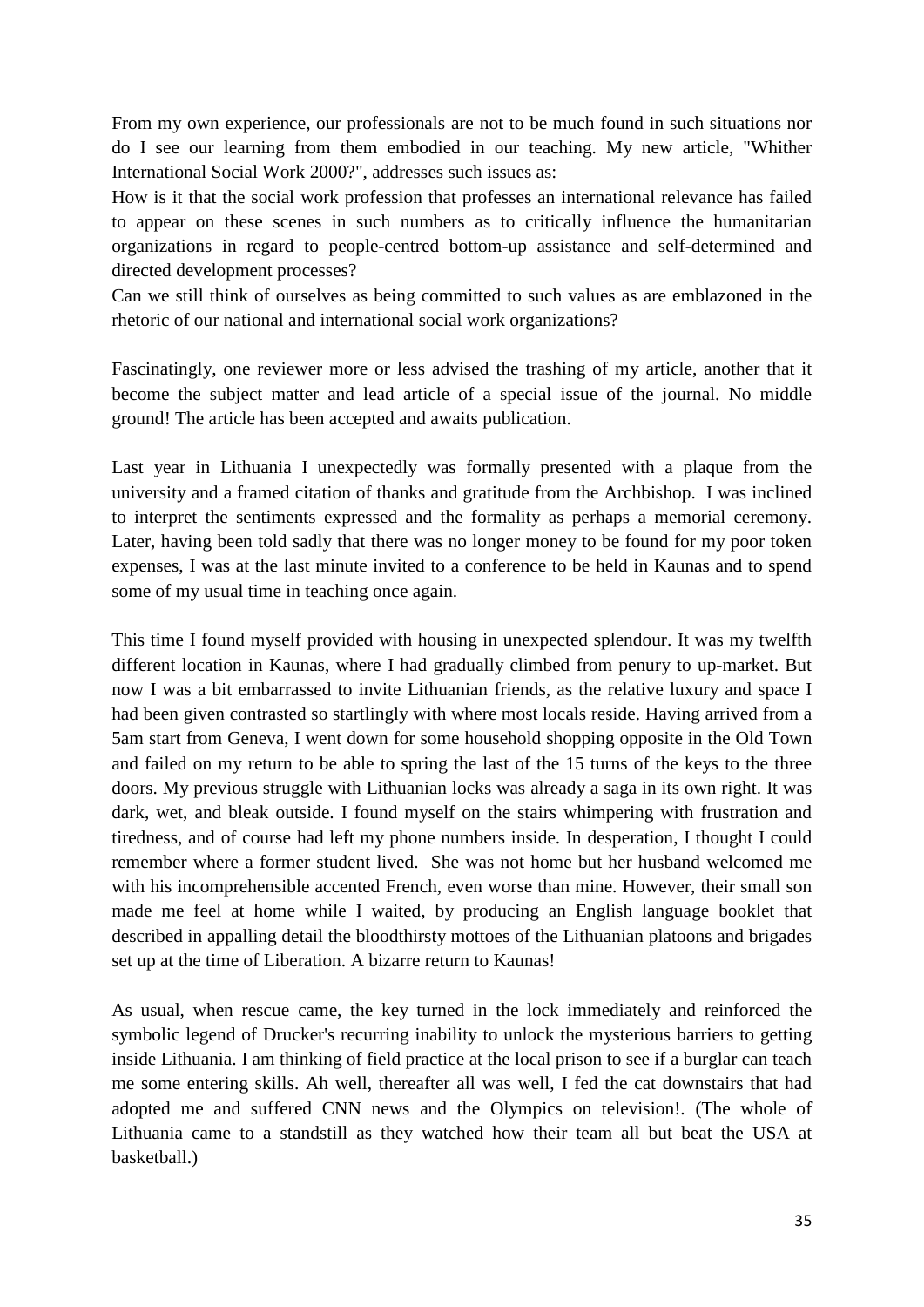From my own experience, our professionals are not to be much found in such situations nor do I see our learning from them embodied in our teaching. My new article, "Whither International Social Work 2000?", addresses such issues as:

How is it that the social work profession that professes an international relevance has failed to appear on these scenes in such numbers as to critically influence the humanitarian organizations in regard to people-centred bottom-up assistance and self-determined and directed development processes?

Can we still think of ourselves as being committed to such values as are emblazoned in the rhetoric of our national and international social work organizations?

Fascinatingly, one reviewer more or less advised the trashing of my article, another that it become the subject matter and lead article of a special issue of the journal. No middle ground! The article has been accepted and awaits publication.

Last year in Lithuania I unexpectedly was formally presented with a plaque from the university and a framed citation of thanks and gratitude from the Archbishop. I was inclined to interpret the sentiments expressed and the formality as perhaps a memorial ceremony. Later, having been told sadly that there was no longer money to be found for my poor token expenses, I was at the last minute invited to a conference to be held in Kaunas and to spend some of my usual time in teaching once again.

This time I found myself provided with housing in unexpected splendour. It was my twelfth different location in Kaunas, where I had gradually climbed from penury to up-market. But now I was a bit embarrassed to invite Lithuanian friends, as the relative luxury and space I had been given contrasted so startlingly with where most locals reside. Having arrived from a 5am start from Geneva, I went down for some household shopping opposite in the Old Town and failed on my return to be able to spring the last of the 15 turns of the keys to the three doors. My previous struggle with Lithuanian locks was already a saga in its own right. It was dark, wet, and bleak outside. I found myself on the stairs whimpering with frustration and tiredness, and of course had left my phone numbers inside. In desperation, I thought I could remember where a former student lived. She was not home but her husband welcomed me with his incomprehensible accented French, even worse than mine. However, their small son made me feel at home while I waited, by producing an English language booklet that described in appalling detail the bloodthirsty mottoes of the Lithuanian platoons and brigades set up at the time of Liberation. A bizarre return to Kaunas!

As usual, when rescue came, the key turned in the lock immediately and reinforced the symbolic legend of Drucker's recurring inability to unlock the mysterious barriers to getting inside Lithuania. I am thinking of field practice at the local prison to see if a burglar can teach me some entering skills. Ah well, thereafter all was well, I fed the cat downstairs that had adopted me and suffered CNN news and the Olympics on television!. (The whole of Lithuania came to a standstill as they watched how their team all but beat the USA at basketball.)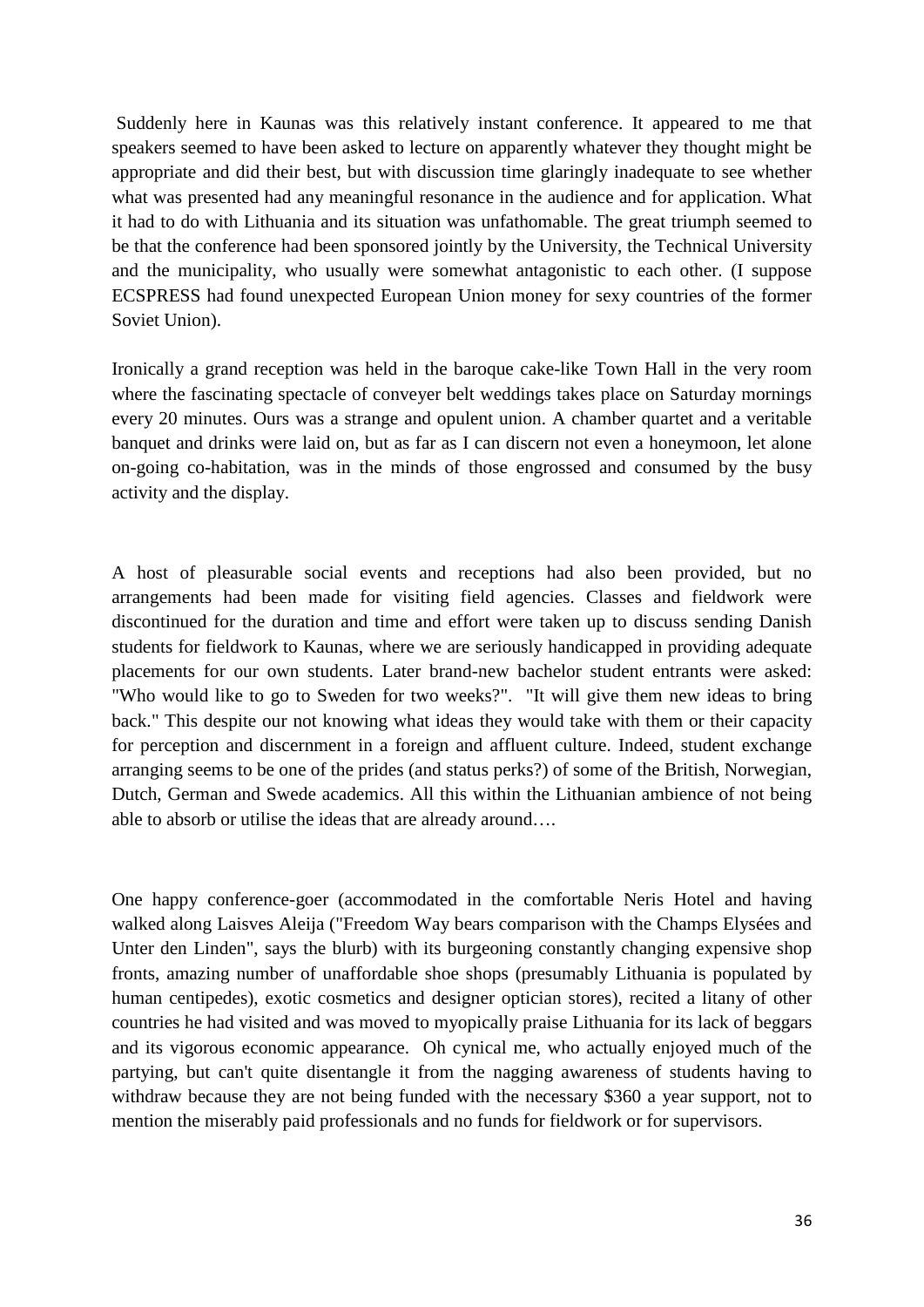Suddenly here in Kaunas was this relatively instant conference. It appeared to me that speakers seemed to have been asked to lecture on apparently whatever they thought might be appropriate and did their best, but with discussion time glaringly inadequate to see whether what was presented had any meaningful resonance in the audience and for application. What it had to do with Lithuania and its situation was unfathomable. The great triumph seemed to be that the conference had been sponsored jointly by the University, the Technical University and the municipality, who usually were somewhat antagonistic to each other. (I suppose ECSPRESS had found unexpected European Union money for sexy countries of the former Soviet Union).

Ironically a grand reception was held in the baroque cake-like Town Hall in the very room where the fascinating spectacle of conveyer belt weddings takes place on Saturday mornings every 20 minutes. Ours was a strange and opulent union. A chamber quartet and a veritable banquet and drinks were laid on, but as far as I can discern not even a honeymoon, let alone on-going co-habitation, was in the minds of those engrossed and consumed by the busy activity and the display.

A host of pleasurable social events and receptions had also been provided, but no arrangements had been made for visiting field agencies. Classes and fieldwork were discontinued for the duration and time and effort were taken up to discuss sending Danish students for fieldwork to Kaunas, where we are seriously handicapped in providing adequate placements for our own students. Later brand-new bachelor student entrants were asked: "Who would like to go to Sweden for two weeks?". "It will give them new ideas to bring back." This despite our not knowing what ideas they would take with them or their capacity for perception and discernment in a foreign and affluent culture. Indeed, student exchange arranging seems to be one of the prides (and status perks?) of some of the British, Norwegian, Dutch, German and Swede academics. All this within the Lithuanian ambience of not being able to absorb or utilise the ideas that are already around….

One happy conference-goer (accommodated in the comfortable Neris Hotel and having walked along Laisves Aleija ("Freedom Way bears comparison with the Champs Elysées and Unter den Linden", says the blurb) with its burgeoning constantly changing expensive shop fronts, amazing number of unaffordable shoe shops (presumably Lithuania is populated by human centipedes), exotic cosmetics and designer optician stores), recited a litany of other countries he had visited and was moved to myopically praise Lithuania for its lack of beggars and its vigorous economic appearance. Oh cynical me, who actually enjoyed much of the partying, but can't quite disentangle it from the nagging awareness of students having to withdraw because they are not being funded with the necessary $360 a year support, not to mention the miserably paid professionals and no funds for fieldwork or for supervisors.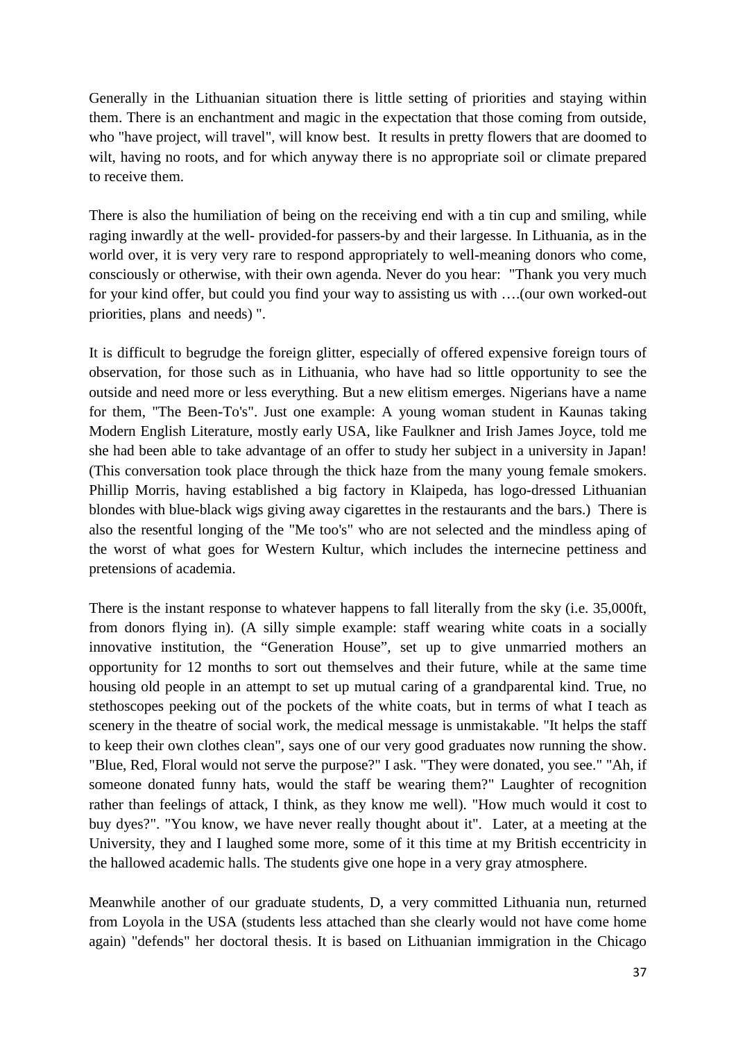Generally in the Lithuanian situation there is little setting of priorities and staying within them. There is an enchantment and magic in the expectation that those coming from outside, who "have project, will travel", will know best. It results in pretty flowers that are doomed to wilt, having no roots, and for which anyway there is no appropriate soil or climate prepared to receive them.

There is also the humiliation of being on the receiving end with a tin cup and smiling, while raging inwardly at the well- provided-for passers-by and their largesse. In Lithuania, as in the world over, it is very very rare to respond appropriately to well-meaning donors who come, consciously or otherwise, with their own agenda. Never do you hear: "Thank you very much for your kind offer, but could you find your way to assisting us with ….(our own worked-out priorities, plans and needs) ".

It is difficult to begrudge the foreign glitter, especially of offered expensive foreign tours of observation, for those such as in Lithuania, who have had so little opportunity to see the outside and need more or less everything. But a new elitism emerges. Nigerians have a name for them, "The Been-To's". Just one example: A young woman student in Kaunas taking Modern English Literature, mostly early USA, like Faulkner and Irish James Joyce, told me she had been able to take advantage of an offer to study her subject in a university in Japan! (This conversation took place through the thick haze from the many young female smokers. Phillip Morris, having established a big factory in Klaipeda, has logo-dressed Lithuanian blondes with blue-black wigs giving away cigarettes in the restaurants and the bars.) There is also the resentful longing of the "Me too's" who are not selected and the mindless aping of the worst of what goes for Western Kultur, which includes the internecine pettiness and pretensions of academia.

There is the instant response to whatever happens to fall literally from the sky (i.e. 35,000ft, from donors flying in). (A silly simple example: staff wearing white coats in a socially innovative institution, the "Generation House", set up to give unmarried mothers an opportunity for 12 months to sort out themselves and their future, while at the same time housing old people in an attempt to set up mutual caring of a grandparental kind. True, no stethoscopes peeking out of the pockets of the white coats, but in terms of what I teach as scenery in the theatre of social work, the medical message is unmistakable. "It helps the staff to keep their own clothes clean", says one of our very good graduates now running the show. "Blue, Red, Floral would not serve the purpose?" I ask. "They were donated, you see." "Ah, if someone donated funny hats, would the staff be wearing them?" Laughter of recognition rather than feelings of attack, I think, as they know me well). "How much would it cost to buy dyes?". "You know, we have never really thought about it". Later, at a meeting at the University, they and I laughed some more, some of it this time at my British eccentricity in the hallowed academic halls. The students give one hope in a very gray atmosphere.

Meanwhile another of our graduate students, D, a very committed Lithuania nun, returned from Loyola in the USA (students less attached than she clearly would not have come home again) "defends" her doctoral thesis. It is based on Lithuanian immigration in the Chicago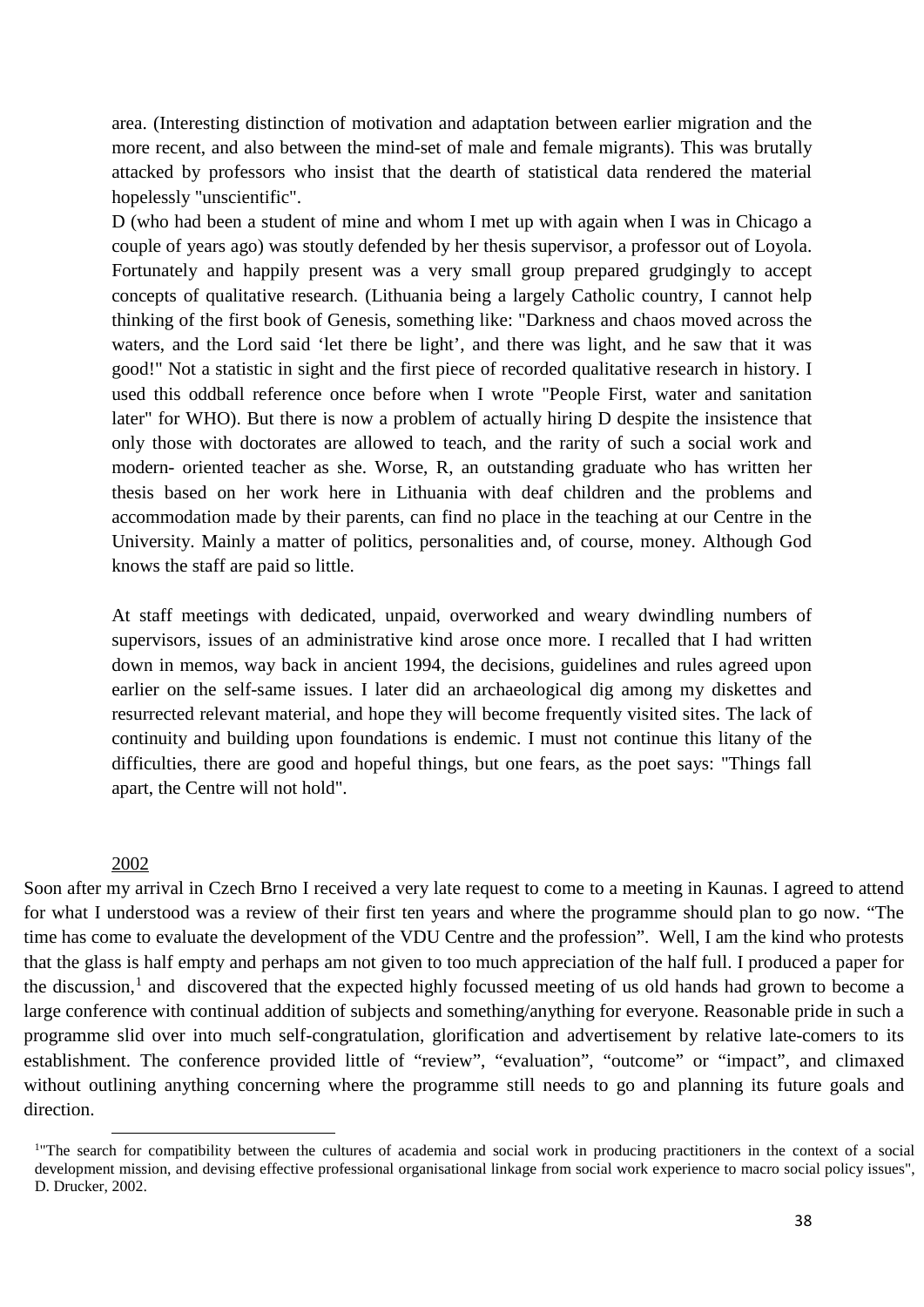area. (Interesting distinction of motivation and adaptation between earlier migration and the more recent, and also between the mind-set of male and female migrants). This was brutally attacked by professors who insist that the dearth of statistical data rendered the material hopelessly "unscientific".

D (who had been a student of mine and whom I met up with again when I was in Chicago a couple of years ago) was stoutly defended by her thesis supervisor, a professor out of Loyola. Fortunately and happily present was a very small group prepared grudgingly to accept concepts of qualitative research. (Lithuania being a largely Catholic country, I cannot help thinking of the first book of Genesis, something like: "Darkness and chaos moved across the waters, and the Lord said 'let there be light', and there was light, and he saw that it was good!" Not a statistic in sight and the first piece of recorded qualitative research in history. I used this oddball reference once before when I wrote "People First, water and sanitation later" for WHO). But there is now a problem of actually hiring D despite the insistence that only those with doctorates are allowed to teach, and the rarity of such a social work and modern- oriented teacher as she. Worse, R, an outstanding graduate who has written her thesis based on her work here in Lithuania with deaf children and the problems and accommodation made by their parents, can find no place in the teaching at our Centre in the University. Mainly a matter of politics, personalities and, of course, money. Although God knows the staff are paid so little.

At staff meetings with dedicated, unpaid, overworked and weary dwindling numbers of supervisors, issues of an administrative kind arose once more. I recalled that I had written down in memos, way back in ancient 1994, the decisions, guidelines and rules agreed upon earlier on the self-same issues. I later did an archaeological dig among my diskettes and resurrected relevant material, and hope they will become frequently visited sites. The lack of continuity and building upon foundations is endemic. I must not continue this litany of the difficulties, there are good and hopeful things, but one fears, as the poet says: "Things fall apart, the Centre will not hold".

2002

Soon after my arrival in Czech Brno I received a very late request to come to a meeting in Kaunas. I agreed to attend for what I understood was a review of their first ten years and where the programme should plan to go now. "The time has come to evaluate the development of the VDU Centre and the profession". Well, I am the kind who protests that the glass is half empty and perhaps am not given to too much appreciation of the half full. I produced a paper for the discussion,[1] and discovered that the expected highly focussed meeting of us old hands had grown to become a large conference with continual addition of subjects and something/anything for everyone. Reasonable pride in such a programme slid over into much self-congratulation, glorification and advertisement by relative late-comers to its establishment. The conference provided little of "review", "evaluation", "outcome" or "impact", and climaxed without outlining anything concerning where the programme still needs to go and planning its future goals and direction.

---

[1] "The search for compatibility between the cultures of academia and social work in producing practitioners in the context of a social development mission, and devising effective professional organisational linkage from social work experience to macro social policy issues", D. Drucker, 2002.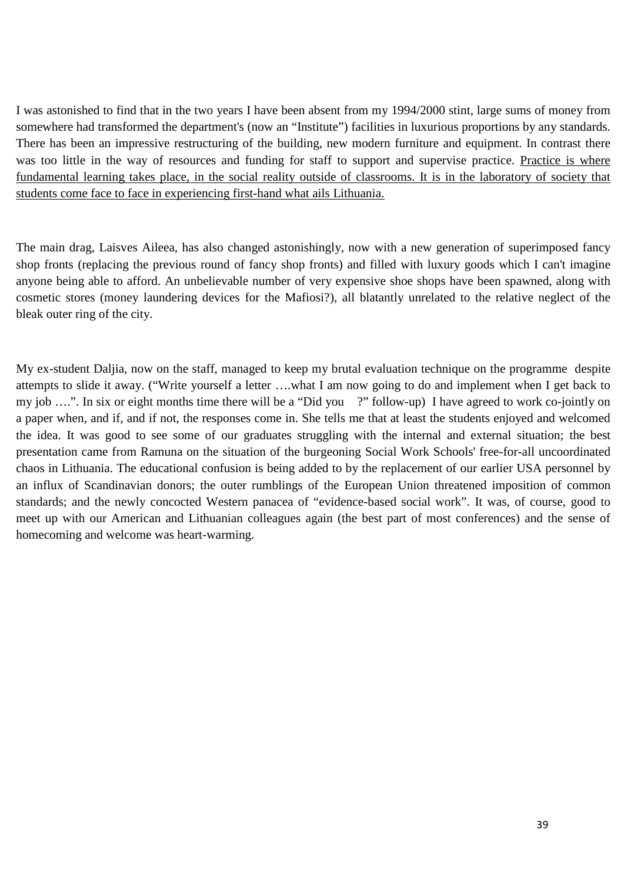I was astonished to find that in the two years I have been absent from my 1994/2000 stint, large sums of money from somewhere had transformed the department's (now an "Institute") facilities in luxurious proportions by any standards. There has been an impressive restructuring of the building, new modern furniture and equipment. In contrast there was too little in the way of resources and funding for staff to support and supervise practice. <u>Practice is where fundamental learning takes place, in the social reality outside of classrooms. It is in the laboratory of society that students come face to face in experiencing first-hand what ails Lithuania.</u>

The main drag, Laisves Aileea, has also changed astonishingly, now with a new generation of superimposed fancy shop fronts (replacing the previous round of fancy shop fronts) and filled with luxury goods which I can't imagine anyone being able to afford. An unbelievable number of very expensive shoe shops have been spawned, along with cosmetic stores (money laundering devices for the Mafiosi?), all blatantly unrelated to the relative neglect of the bleak outer ring of the city.

My ex-student Daljia, now on the staff, managed to keep my brutal evaluation technique on the programme despite attempts to slide it away. ("Write yourself a letter ….what I am now going to do and implement when I get back to my job ….". In six or eight months time there will be a "Did you ?" follow-up) I have agreed to work co-jointly on a paper when, and if, and if not, the responses come in. She tells me that at least the students enjoyed and welcomed the idea. It was good to see some of our graduates struggling with the internal and external situation; the best presentation came from Ramuna on the situation of the burgeoning Social Work Schools' free-for-all uncoordinated chaos in Lithuania. The educational confusion is being added to by the replacement of our earlier USA personnel by an influx of Scandinavian donors; the outer rumblings of the European Union threatened imposition of common standards; and the newly concocted Western panacea of "evidence-based social work". It was, of course, good to meet up with our American and Lithuanian colleagues again (the best part of most conferences) and the sense of homecoming and welcome was heart-warming.